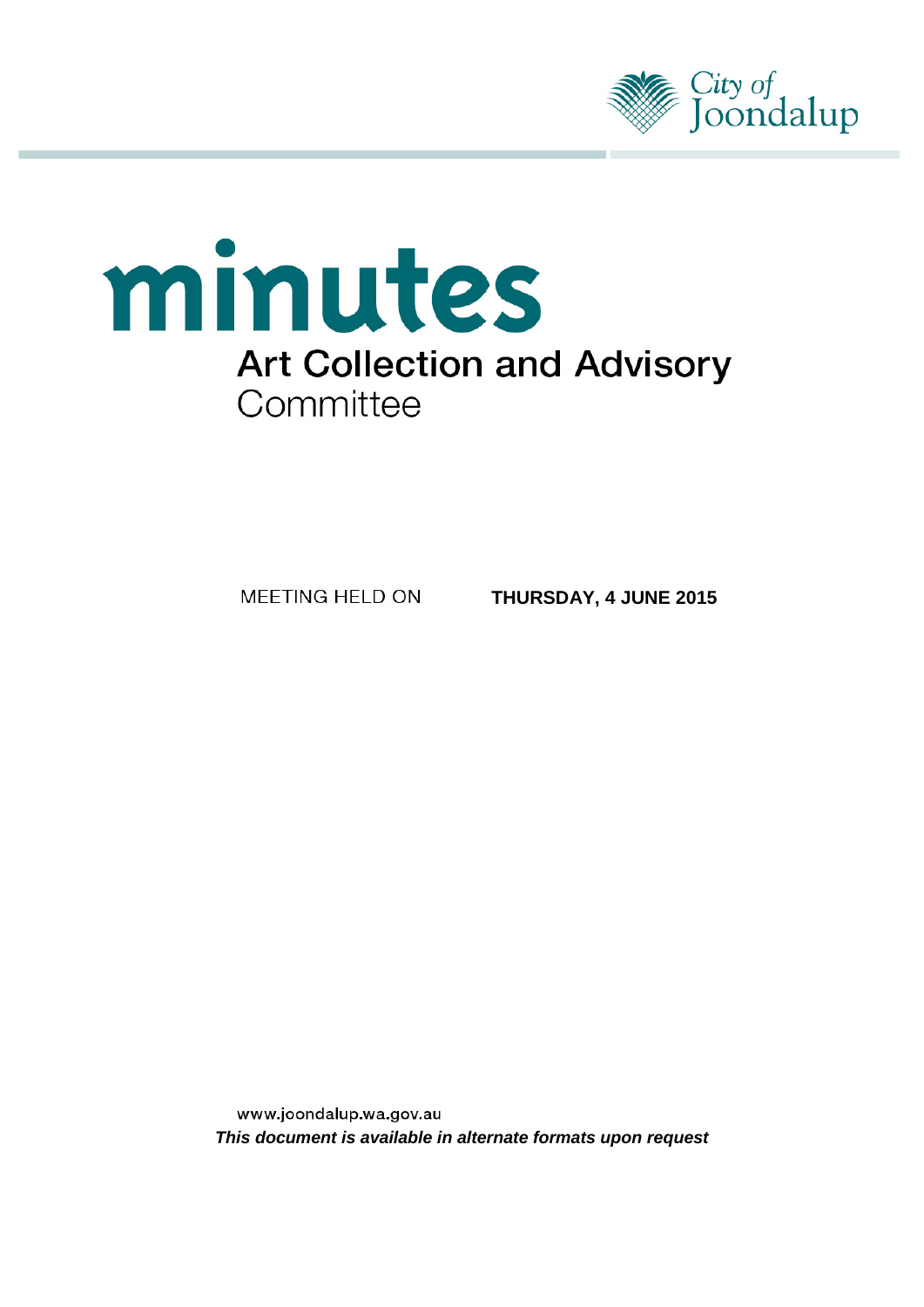City of Joondalup

# minutes

## Art Collection and Advisory Committee

MEETING HELD ON **THURSDAY, 4 JUNE 2015**

www.joondalup.wa.gov.au

***This document is available in alternate formats upon request***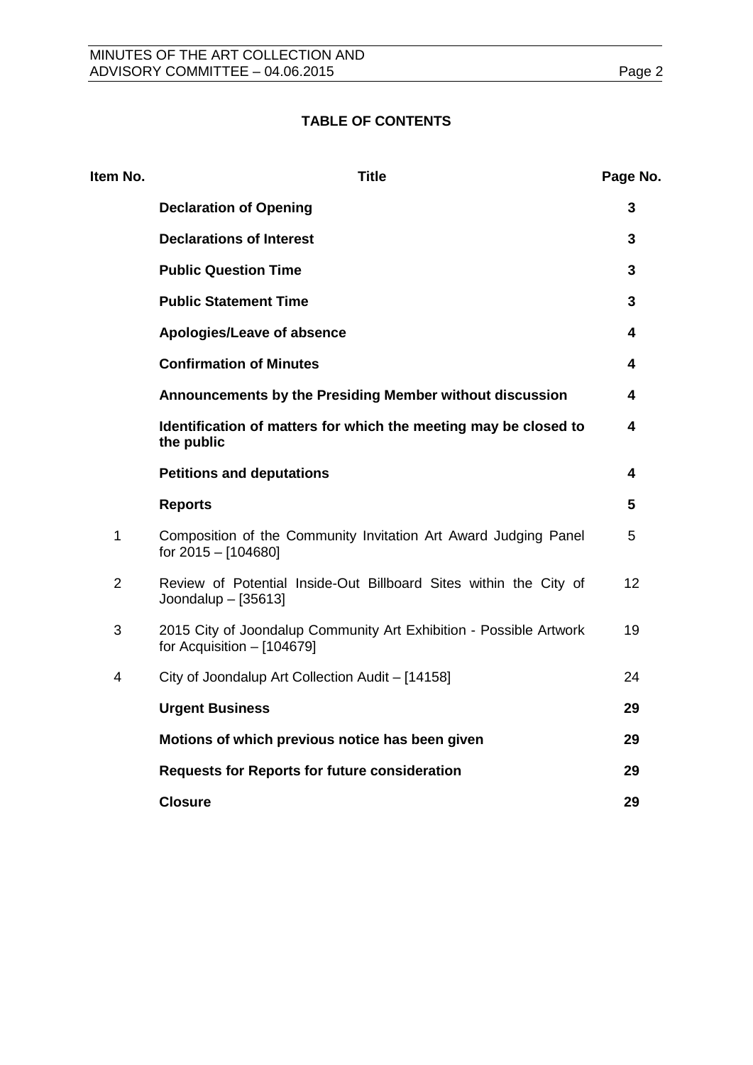# TABLE OF CONTENTS

| Item No. | Title | Page No. |
|---|---|---|
| | **Declaration of Opening** | **3** |
| | **Declarations of Interest** | **3** |
| | **Public Question Time** | **3** |
| | **Public Statement Time** | **3** |
| | **Apologies/Leave of absence** | **4** |
| | **Confirmation of Minutes** | **4** |
| | **Announcements by the Presiding Member without discussion** | **4** |
| | **Identification of matters for which the meeting may be closed to the public** | **4** |
| | **Petitions and deputations** | **4** |
| | **Reports** | **5** |
| 1 | Composition of the Community Invitation Art Award Judging Panel for 2015 – [104680] | 5 |
| 2 | Review of Potential Inside-Out Billboard Sites within the City of Joondalup – [35613] | 12 |
| 3 | 2015 City of Joondalup Community Art Exhibition - Possible Artwork for Acquisition – [104679] | 19 |
| 4 | City of Joondalup Art Collection Audit – [14158] | 24 |
| | **Urgent Business** | **29** |
| | **Motions of which previous notice has been given** | **29** |
| | **Requests for Reports for future consideration** | **29** |
| | **Closure** | **29** |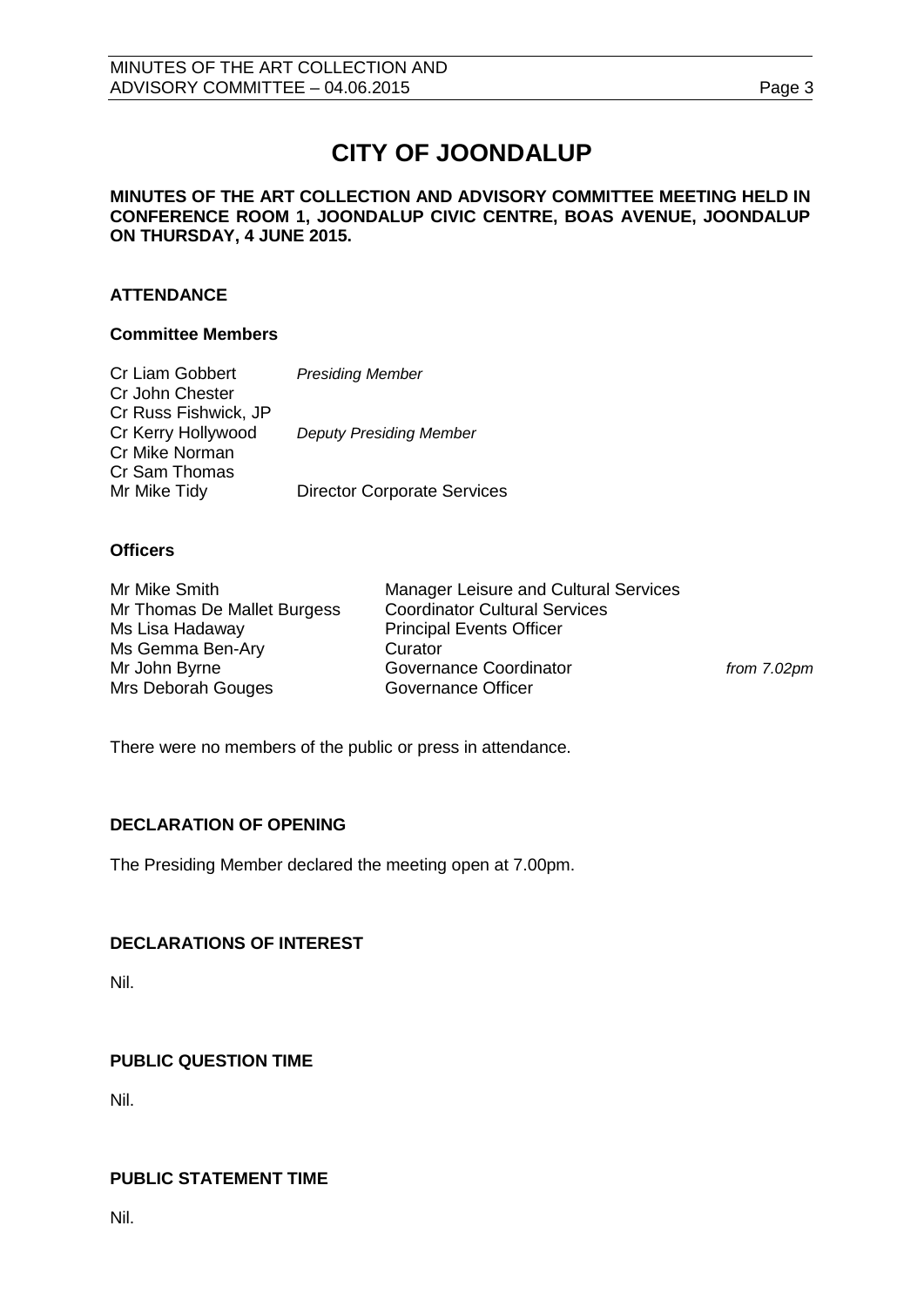# CITY OF JOONDALUP

**MINUTES OF THE ART COLLECTION AND ADVISORY COMMITTEE MEETING HELD IN CONFERENCE ROOM 1, JOONDALUP CIVIC CENTRE, BOAS AVENUE, JOONDALUP ON THURSDAY, 4 JUNE 2015.**

## ATTENDANCE

### Committee Members

| | |
|---|---|
| Cr Liam Gobbert | *Presiding Member* |
| Cr John Chester | |
| Cr Russ Fishwick, JP | |
| Cr Kerry Hollywood | *Deputy Presiding Member* |
| Cr Mike Norman | |
| Cr Sam Thomas | |
| Mr Mike Tidy | Director Corporate Services |

### Officers

| | | |
|---|---|---|
| Mr Mike Smith | Manager Leisure and Cultural Services | |
| Mr Thomas De Mallet Burgess | Coordinator Cultural Services | |
| Ms Lisa Hadaway | Principal Events Officer | |
| Ms Gemma Ben-Ary | Curator | |
| Mr John Byrne | Governance Coordinator | *from 7.02pm* |
| Mrs Deborah Gouges | Governance Officer | |

There were no members of the public or press in attendance.

## DECLARATION OF OPENING

The Presiding Member declared the meeting open at 7.00pm.

## DECLARATIONS OF INTEREST

Nil.

## PUBLIC QUESTION TIME

Nil.

## PUBLIC STATEMENT TIME

Nil.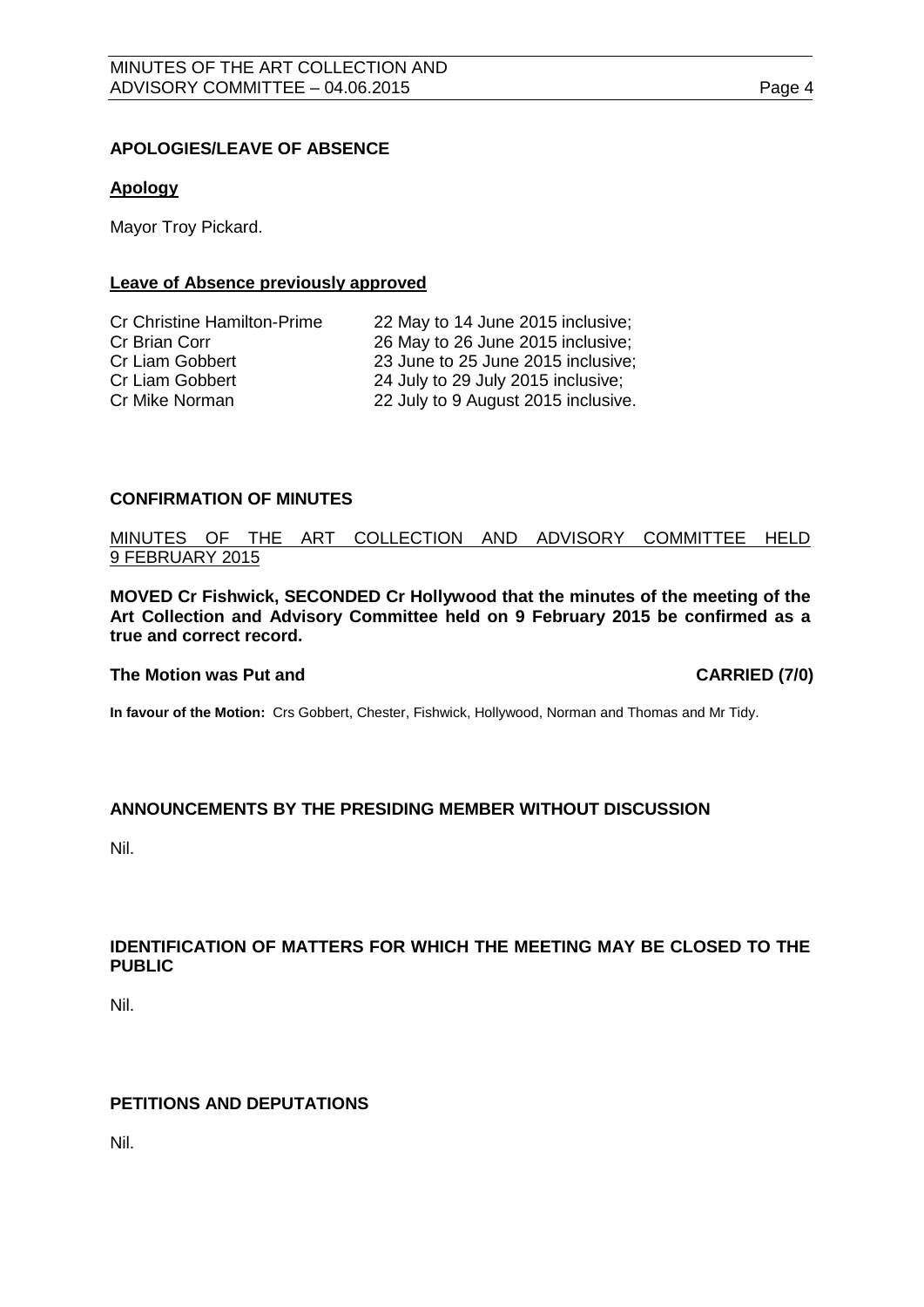## APOLOGIES/LEAVE OF ABSENCE

**Apology**

Mayor Troy Pickard.

**Leave of Absence previously approved**

| | |
|---|---|
| Cr Christine Hamilton-Prime | 22 May to 14 June 2015 inclusive; |
| Cr Brian Corr | 26 May to 26 June 2015 inclusive; |
| Cr Liam Gobbert | 23 June to 25 June 2015 inclusive; |
| Cr Liam Gobbert | 24 July to 29 July 2015 inclusive; |
| Cr Mike Norman | 22 July to 9 August 2015 inclusive. |

## CONFIRMATION OF MINUTES

MINUTES OF THE ART COLLECTION AND ADVISORY COMMITTEE HELD 9 FEBRUARY 2015

**MOVED Cr Fishwick, SECONDED Cr Hollywood that the minutes of the meeting of the Art Collection and Advisory Committee held on 9 February 2015 be confirmed as a true and correct record.**

**The Motion was Put and CARRIED (7/0)**

**In favour of the Motion:** Crs Gobbert, Chester, Fishwick, Hollywood, Norman and Thomas and Mr Tidy.

## ANNOUNCEMENTS BY THE PRESIDING MEMBER WITHOUT DISCUSSION

Nil.

## IDENTIFICATION OF MATTERS FOR WHICH THE MEETING MAY BE CLOSED TO THE PUBLIC

Nil.

## PETITIONS AND DEPUTATIONS

Nil.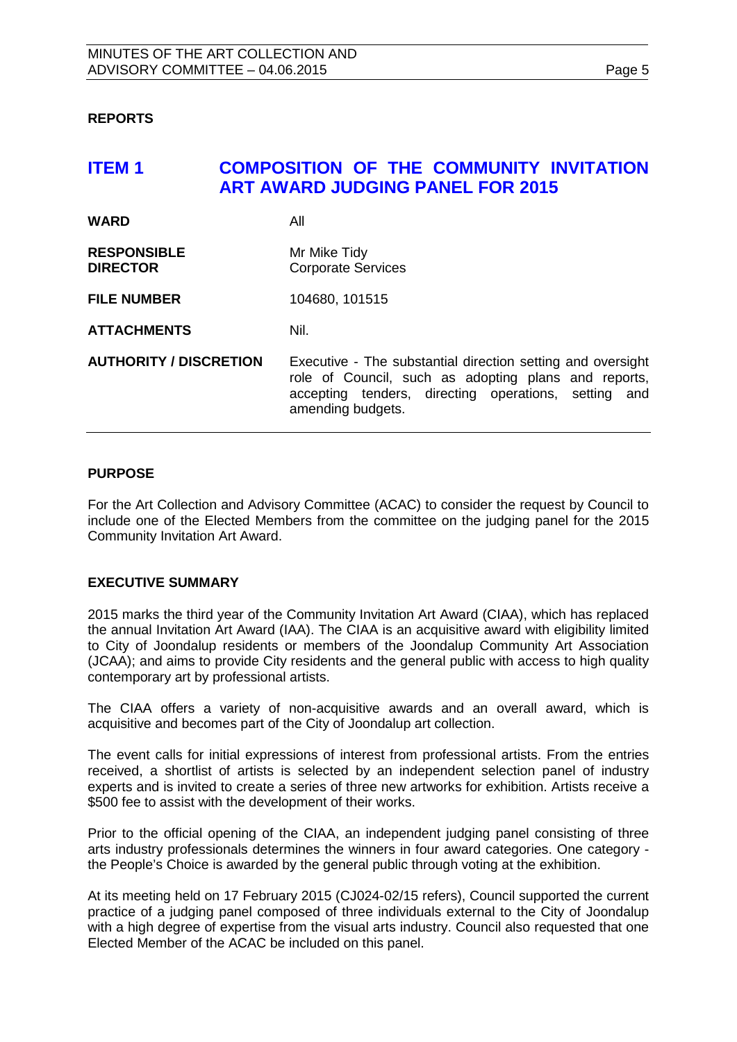## REPORTS

# ITEM 1 COMPOSITION OF THE COMMUNITY INVITATION ART AWARD JUDGING PANEL FOR 2015

| | |
|---|---|
| **WARD** | All |
| **RESPONSIBLE DIRECTOR** | Mr Mike Tidy<br>Corporate Services |
| **FILE NUMBER** | 104680, 101515 |
| **ATTACHMENTS** | Nil. |
| **AUTHORITY / DISCRETION** | Executive - The substantial direction setting and oversight role of Council, such as adopting plans and reports, accepting tenders, directing operations, setting and amending budgets. |

### PURPOSE

For the Art Collection and Advisory Committee (ACAC) to consider the request by Council to include one of the Elected Members from the committee on the judging panel for the 2015 Community Invitation Art Award.

### EXECUTIVE SUMMARY

2015 marks the third year of the Community Invitation Art Award (CIAA), which has replaced the annual Invitation Art Award (IAA). The CIAA is an acquisitive award with eligibility limited to City of Joondalup residents or members of the Joondalup Community Art Association (JCAA); and aims to provide City residents and the general public with access to high quality contemporary art by professional artists.

The CIAA offers a variety of non-acquisitive awards and an overall award, which is acquisitive and becomes part of the City of Joondalup art collection.

The event calls for initial expressions of interest from professional artists. From the entries received, a shortlist of artists is selected by an independent selection panel of industry experts and is invited to create a series of three new artworks for exhibition. Artists receive a $500 fee to assist with the development of their works.

Prior to the official opening of the CIAA, an independent judging panel consisting of three arts industry professionals determines the winners in four award categories. One category - the People's Choice is awarded by the general public through voting at the exhibition.

At its meeting held on 17 February 2015 (CJ024-02/15 refers), Council supported the current practice of a judging panel composed of three individuals external to the City of Joondalup with a high degree of expertise from the visual arts industry. Council also requested that one Elected Member of the ACAC be included on this panel.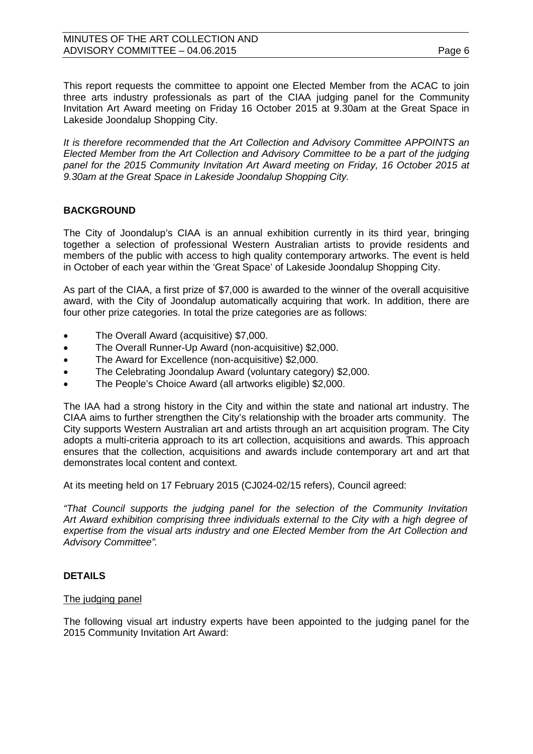This report requests the committee to appoint one Elected Member from the ACAC to join three arts industry professionals as part of the CIAA judging panel for the Community Invitation Art Award meeting on Friday 16 October 2015 at 9.30am at the Great Space in Lakeside Joondalup Shopping City.

*It is therefore recommended that the Art Collection and Advisory Committee APPOINTS an Elected Member from the Art Collection and Advisory Committee to be a part of the judging panel for the 2015 Community Invitation Art Award meeting on Friday, 16 October 2015 at 9.30am at the Great Space in Lakeside Joondalup Shopping City.*

## BACKGROUND

The City of Joondalup's CIAA is an annual exhibition currently in its third year, bringing together a selection of professional Western Australian artists to provide residents and members of the public with access to high quality contemporary artworks. The event is held in October of each year within the 'Great Space' of Lakeside Joondalup Shopping City.

As part of the CIAA, a first prize of $7,000 is awarded to the winner of the overall acquisitive award, with the City of Joondalup automatically acquiring that work. In addition, there are four other prize categories. In total the prize categories are as follows:

- The Overall Award (acquisitive) $7,000.
- The Overall Runner-Up Award (non-acquisitive) $2,000.
- The Award for Excellence (non-acquisitive) $2,000.
- The Celebrating Joondalup Award (voluntary category) $2,000.
- The People's Choice Award (all artworks eligible) $2,000.

The IAA had a strong history in the City and within the state and national art industry. The CIAA aims to further strengthen the City's relationship with the broader arts community. The City supports Western Australian art and artists through an art acquisition program. The City adopts a multi-criteria approach to its art collection, acquisitions and awards. This approach ensures that the collection, acquisitions and awards include contemporary art and art that demonstrates local content and context.

At its meeting held on 17 February 2015 (CJ024-02/15 refers), Council agreed:

*"That Council supports the judging panel for the selection of the Community Invitation Art Award exhibition comprising three individuals external to the City with a high degree of expertise from the visual arts industry and one Elected Member from the Art Collection and Advisory Committee".*

## DETAILS

### The judging panel

The following visual art industry experts have been appointed to the judging panel for the 2015 Community Invitation Art Award: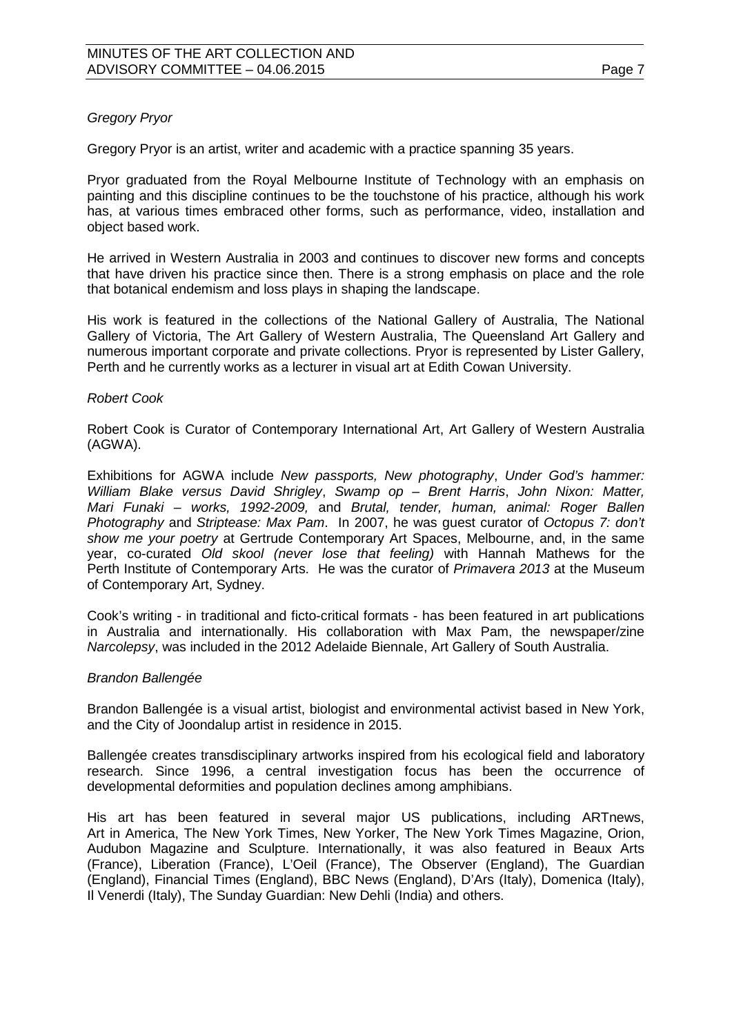*Gregory Pryor*

Gregory Pryor is an artist, writer and academic with a practice spanning 35 years.

Pryor graduated from the Royal Melbourne Institute of Technology with an emphasis on painting and this discipline continues to be the touchstone of his practice, although his work has, at various times embraced other forms, such as performance, video, installation and object based work.

He arrived in Western Australia in 2003 and continues to discover new forms and concepts that have driven his practice since then. There is a strong emphasis on place and the role that botanical endemism and loss plays in shaping the landscape.

His work is featured in the collections of the National Gallery of Australia, The National Gallery of Victoria, The Art Gallery of Western Australia, The Queensland Art Gallery and numerous important corporate and private collections. Pryor is represented by Lister Gallery, Perth and he currently works as a lecturer in visual art at Edith Cowan University.

*Robert Cook*

Robert Cook is Curator of Contemporary International Art, Art Gallery of Western Australia (AGWA).

Exhibitions for AGWA include *New passports, New photography*, *Under God's hammer: William Blake versus David Shrigley*, *Swamp op – Brent Harris*, *John Nixon: Matter, Mari Funaki – works, 1992-2009,* and *Brutal, tender, human, animal: Roger Ballen Photography* and *Striptease: Max Pam*. In 2007, he was guest curator of *Octopus 7: don't show me your poetry* at Gertrude Contemporary Art Spaces, Melbourne, and, in the same year, co-curated *Old skool (never lose that feeling)* with Hannah Mathews for the Perth Institute of Contemporary Arts. He was the curator of *Primavera 2013* at the Museum of Contemporary Art, Sydney.

Cook's writing - in traditional and ficto-critical formats - has been featured in art publications in Australia and internationally. His collaboration with Max Pam, the newspaper/zine *Narcolepsy*, was included in the 2012 Adelaide Biennale, Art Gallery of South Australia.

*Brandon Ballengée*

Brandon Ballengée is a visual artist, biologist and environmental activist based in New York, and the City of Joondalup artist in residence in 2015.

Ballengée creates transdisciplinary artworks inspired from his ecological field and laboratory research. Since 1996, a central investigation focus has been the occurrence of developmental deformities and population declines among amphibians.

His art has been featured in several major US publications, including ARTnews, Art in America, The New York Times, New Yorker, The New York Times Magazine, Orion, Audubon Magazine and Sculpture. Internationally, it was also featured in Beaux Arts (France), Liberation (France), L'Oeil (France), The Observer (England), The Guardian (England), Financial Times (England), BBC News (England), D'Ars (Italy), Domenica (Italy), Il Venerdi (Italy), The Sunday Guardian: New Dehli (India) and others.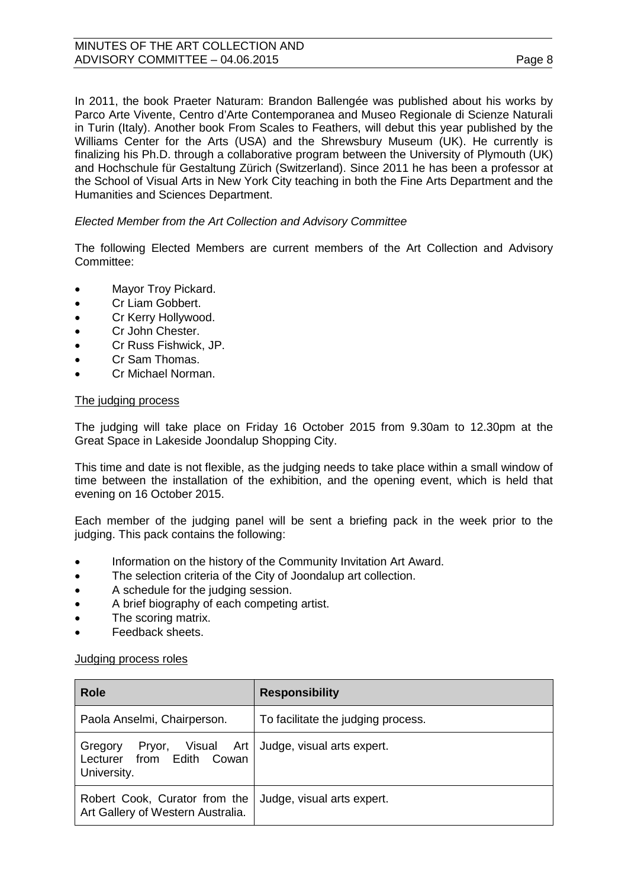In 2011, the book Praeter Naturam: Brandon Ballengée was published about his works by Parco Arte Vivente, Centro d'Arte Contemporanea and Museo Regionale di Scienze Naturali in Turin (Italy). Another book From Scales to Feathers, will debut this year published by the Williams Center for the Arts (USA) and the Shrewsbury Museum (UK). He currently is finalizing his Ph.D. through a collaborative program between the University of Plymouth (UK) and Hochschule für Gestaltung Zürich (Switzerland). Since 2011 he has been a professor at the School of Visual Arts in New York City teaching in both the Fine Arts Department and the Humanities and Sciences Department.

*Elected Member from the Art Collection and Advisory Committee*

The following Elected Members are current members of the Art Collection and Advisory Committee:

- Mayor Troy Pickard.
- Cr Liam Gobbert.
- Cr Kerry Hollywood.
- Cr John Chester.
- Cr Russ Fishwick, JP.
- Cr Sam Thomas.
- Cr Michael Norman.

<u>The judging process</u>

The judging will take place on Friday 16 October 2015 from 9.30am to 12.30pm at the Great Space in Lakeside Joondalup Shopping City.

This time and date is not flexible, as the judging needs to take place within a small window of time between the installation of the exhibition, and the opening event, which is held that evening on 16 October 2015.

Each member of the judging panel will be sent a briefing pack in the week prior to the judging. This pack contains the following:

- Information on the history of the Community Invitation Art Award.
- The selection criteria of the City of Joondalup art collection.
- A schedule for the judging session.
- A brief biography of each competing artist.
- The scoring matrix.
- Feedback sheets.

<u>Judging process roles</u>

| Role | Responsibility |
|---|---|
| Paola Anselmi, Chairperson. | To facilitate the judging process. |
| Gregory Pryor, Visual Art Lecturer from Edith Cowan University. | Judge, visual arts expert. |
| Robert Cook, Curator from the Art Gallery of Western Australia. | Judge, visual arts expert. |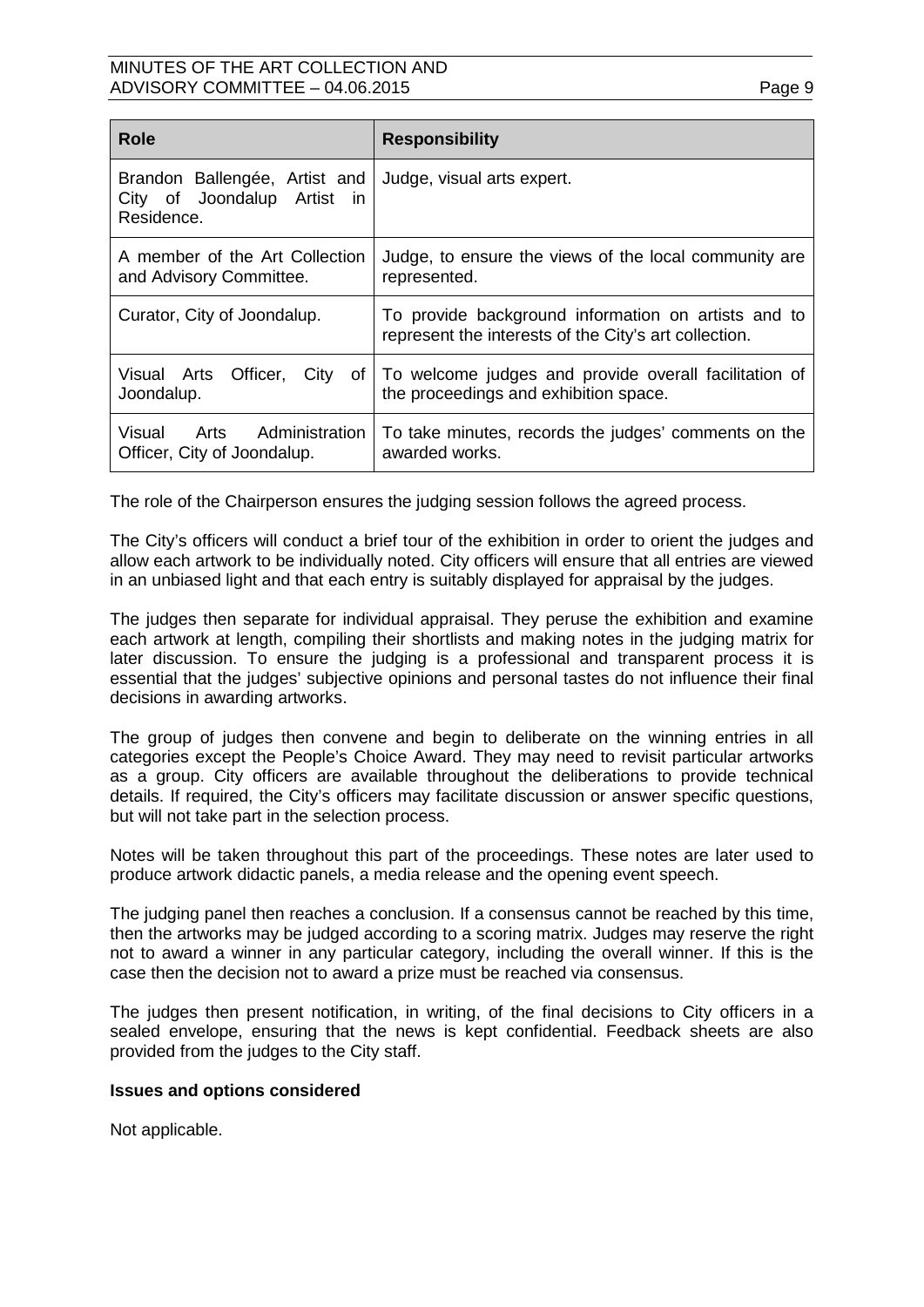| Role | Responsibility |
| --- | --- |
| Brandon Ballengée, Artist and City of Joondalup Artist in Residence. | Judge, visual arts expert. |
| A member of the Art Collection and Advisory Committee. | Judge, to ensure the views of the local community are represented. |
| Curator, City of Joondalup. | To provide background information on artists and to represent the interests of the City's art collection. |
| Visual Arts Officer, City of Joondalup. | To welcome judges and provide overall facilitation of the proceedings and exhibition space. |
| Visual Arts Administration Officer, City of Joondalup. | To take minutes, records the judges' comments on the awarded works. |

The role of the Chairperson ensures the judging session follows the agreed process.

The City's officers will conduct a brief tour of the exhibition in order to orient the judges and allow each artwork to be individually noted. City officers will ensure that all entries are viewed in an unbiased light and that each entry is suitably displayed for appraisal by the judges.

The judges then separate for individual appraisal. They peruse the exhibition and examine each artwork at length, compiling their shortlists and making notes in the judging matrix for later discussion. To ensure the judging is a professional and transparent process it is essential that the judges' subjective opinions and personal tastes do not influence their final decisions in awarding artworks.

The group of judges then convene and begin to deliberate on the winning entries in all categories except the People's Choice Award. They may need to revisit particular artworks as a group. City officers are available throughout the deliberations to provide technical details. If required, the City's officers may facilitate discussion or answer specific questions, but will not take part in the selection process.

Notes will be taken throughout this part of the proceedings. These notes are later used to produce artwork didactic panels, a media release and the opening event speech.

The judging panel then reaches a conclusion. If a consensus cannot be reached by this time, then the artworks may be judged according to a scoring matrix. Judges may reserve the right not to award a winner in any particular category, including the overall winner. If this is the case then the decision not to award a prize must be reached via consensus.

The judges then present notification, in writing, of the final decisions to City officers in a sealed envelope, ensuring that the news is kept confidential. Feedback sheets are also provided from the judges to the City staff.

**Issues and options considered**

Not applicable.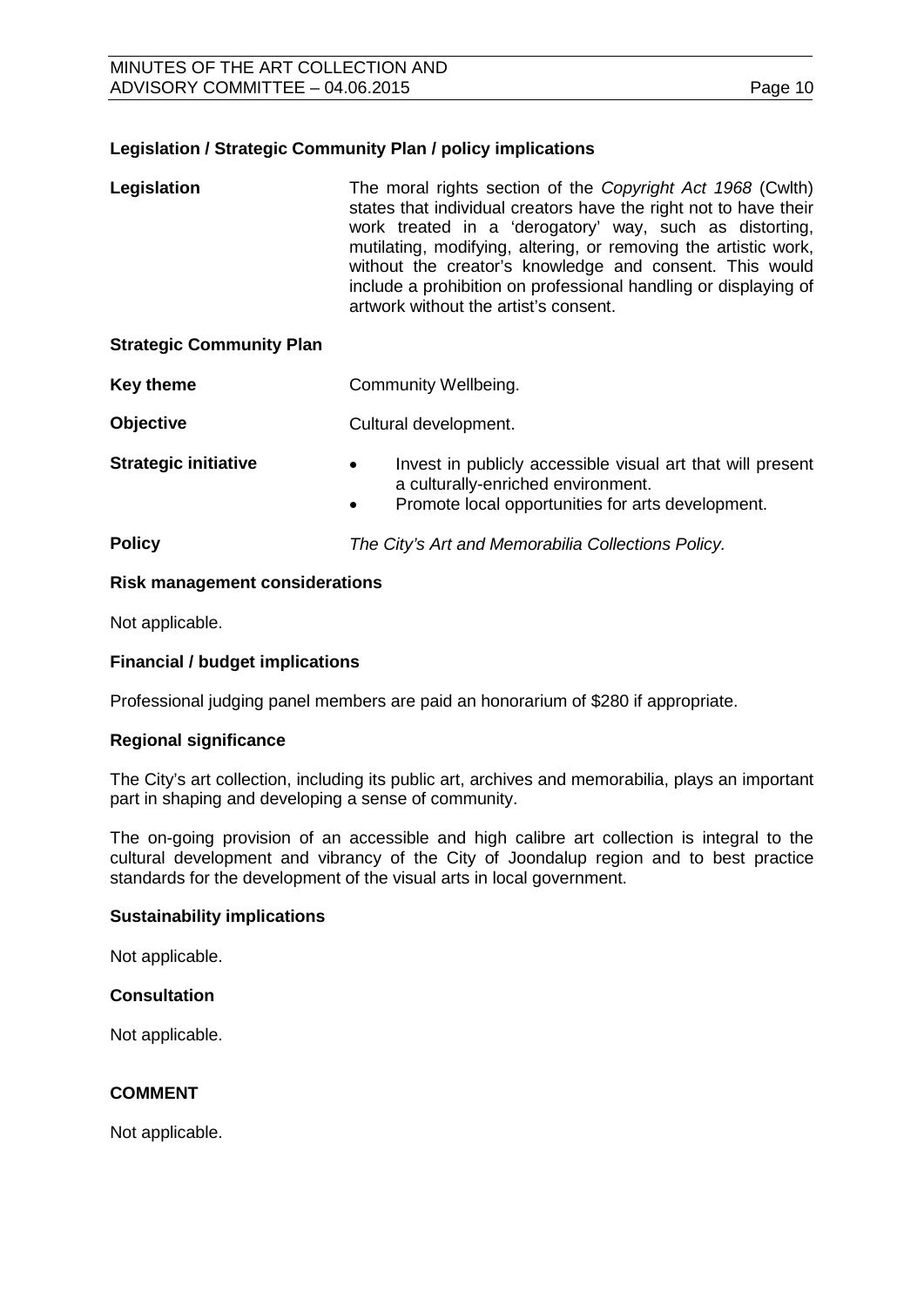**Legislation / Strategic Community Plan / policy implications**

**Legislation** The moral rights section of the *Copyright Act 1968* (Cwlth) states that individual creators have the right not to have their work treated in a 'derogatory' way, such as distorting, mutilating, modifying, altering, or removing the artistic work, without the creator's knowledge and consent. This would include a prohibition on professional handling or displaying of artwork without the artist's consent.

**Strategic Community Plan**

**Key theme** Community Wellbeing.

**Objective** Cultural development.

**Strategic initiative**

- Invest in publicly accessible visual art that will present a culturally-enriched environment.
- Promote local opportunities for arts development.

**Policy** *The City's Art and Memorabilia Collections Policy.*

**Risk management considerations**

Not applicable.

**Financial / budget implications**

Professional judging panel members are paid an honorarium of $280 if appropriate.

**Regional significance**

The City's art collection, including its public art, archives and memorabilia, plays an important part in shaping and developing a sense of community.

The on-going provision of an accessible and high calibre art collection is integral to the cultural development and vibrancy of the City of Joondalup region and to best practice standards for the development of the visual arts in local government.

**Sustainability implications**

Not applicable.

**Consultation**

Not applicable.

**COMMENT**

Not applicable.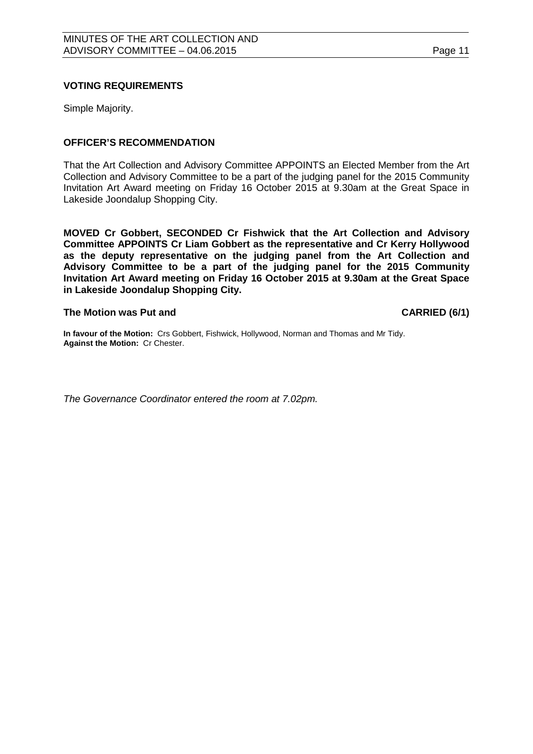**VOTING REQUIREMENTS**

Simple Majority.

**OFFICER'S RECOMMENDATION**

That the Art Collection and Advisory Committee APPOINTS an Elected Member from the Art Collection and Advisory Committee to be a part of the judging panel for the 2015 Community Invitation Art Award meeting on Friday 16 October 2015 at 9.30am at the Great Space in Lakeside Joondalup Shopping City.

**MOVED Cr Gobbert, SECONDED Cr Fishwick that the Art Collection and Advisory Committee APPOINTS Cr Liam Gobbert as the representative and Cr Kerry Hollywood as the deputy representative on the judging panel from the Art Collection and Advisory Committee to be a part of the judging panel for the 2015 Community Invitation Art Award meeting on Friday 16 October 2015 at 9.30am at the Great Space in Lakeside Joondalup Shopping City.**

**The Motion was Put and CARRIED (6/1)**

**In favour of the Motion:** Crs Gobbert, Fishwick, Hollywood, Norman and Thomas and Mr Tidy.
**Against the Motion:** Cr Chester.

*The Governance Coordinator entered the room at 7.02pm.*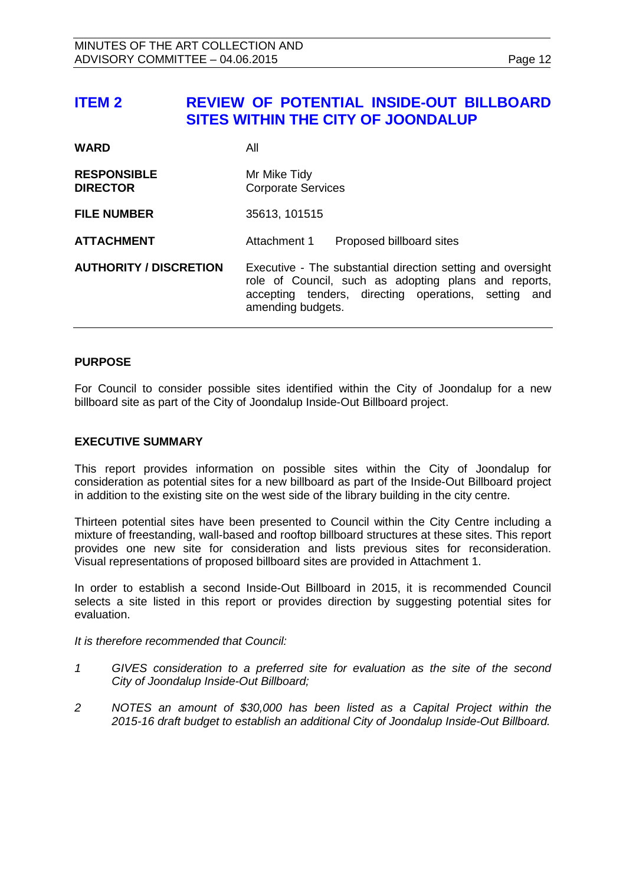# ITEM 2 REVIEW OF POTENTIAL INSIDE-OUT BILLBOARD SITES WITHIN THE CITY OF JOONDALUP

| | |
|---|---|
| **WARD** | All |
| **RESPONSIBLE DIRECTOR** | Mr Mike Tidy<br>Corporate Services |
| **FILE NUMBER** | 35613, 101515 |
| **ATTACHMENT** | Attachment 1 Proposed billboard sites |
| **AUTHORITY / DISCRETION** | Executive - The substantial direction setting and oversight role of Council, such as adopting plans and reports, accepting tenders, directing operations, setting and amending budgets. |

## PURPOSE

For Council to consider possible sites identified within the City of Joondalup for a new billboard site as part of the City of Joondalup Inside-Out Billboard project.

## EXECUTIVE SUMMARY

This report provides information on possible sites within the City of Joondalup for consideration as potential sites for a new billboard as part of the Inside-Out Billboard project in addition to the existing site on the west side of the library building in the city centre.

Thirteen potential sites have been presented to Council within the City Centre including a mixture of freestanding, wall-based and rooftop billboard structures at these sites. This report provides one new site for consideration and lists previous sites for reconsideration. Visual representations of proposed billboard sites are provided in Attachment 1.

In order to establish a second Inside-Out Billboard in 2015, it is recommended Council selects a site listed in this report or provides direction by suggesting potential sites for evaluation.

*It is therefore recommended that Council:*

*1 GIVES consideration to a preferred site for evaluation as the site of the second City of Joondalup Inside-Out Billboard;*

*2 NOTES an amount of $30,000 has been listed as a Capital Project within the 2015-16 draft budget to establish an additional City of Joondalup Inside-Out Billboard.*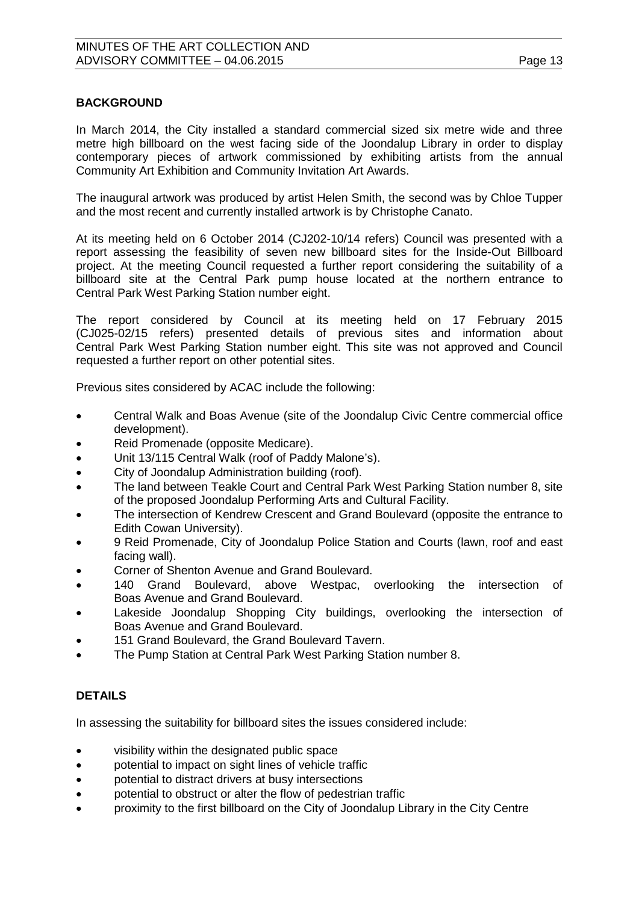## BACKGROUND

In March 2014, the City installed a standard commercial sized six metre wide and three metre high billboard on the west facing side of the Joondalup Library in order to display contemporary pieces of artwork commissioned by exhibiting artists from the annual Community Art Exhibition and Community Invitation Art Awards.

The inaugural artwork was produced by artist Helen Smith, the second was by Chloe Tupper and the most recent and currently installed artwork is by Christophe Canato.

At its meeting held on 6 October 2014 (CJ202-10/14 refers) Council was presented with a report assessing the feasibility of seven new billboard sites for the Inside-Out Billboard project. At the meeting Council requested a further report considering the suitability of a billboard site at the Central Park pump house located at the northern entrance to Central Park West Parking Station number eight.

The report considered by Council at its meeting held on 17 February 2015 (CJ025-02/15 refers) presented details of previous sites and information about Central Park West Parking Station number eight. This site was not approved and Council requested a further report on other potential sites.

Previous sites considered by ACAC include the following:

- Central Walk and Boas Avenue (site of the Joondalup Civic Centre commercial office development).
- Reid Promenade (opposite Medicare).
- Unit 13/115 Central Walk (roof of Paddy Malone's).
- City of Joondalup Administration building (roof).
- The land between Teakle Court and Central Park West Parking Station number 8, site of the proposed Joondalup Performing Arts and Cultural Facility.
- The intersection of Kendrew Crescent and Grand Boulevard (opposite the entrance to Edith Cowan University).
- 9 Reid Promenade, City of Joondalup Police Station and Courts (lawn, roof and east facing wall).
- Corner of Shenton Avenue and Grand Boulevard.
- 140 Grand Boulevard, above Westpac, overlooking the intersection of Boas Avenue and Grand Boulevard.
- Lakeside Joondalup Shopping City buildings, overlooking the intersection of Boas Avenue and Grand Boulevard.
- 151 Grand Boulevard, the Grand Boulevard Tavern.
- The Pump Station at Central Park West Parking Station number 8.

## DETAILS

In assessing the suitability for billboard sites the issues considered include:

- visibility within the designated public space
- potential to impact on sight lines of vehicle traffic
- potential to distract drivers at busy intersections
- potential to obstruct or alter the flow of pedestrian traffic
- proximity to the first billboard on the City of Joondalup Library in the City Centre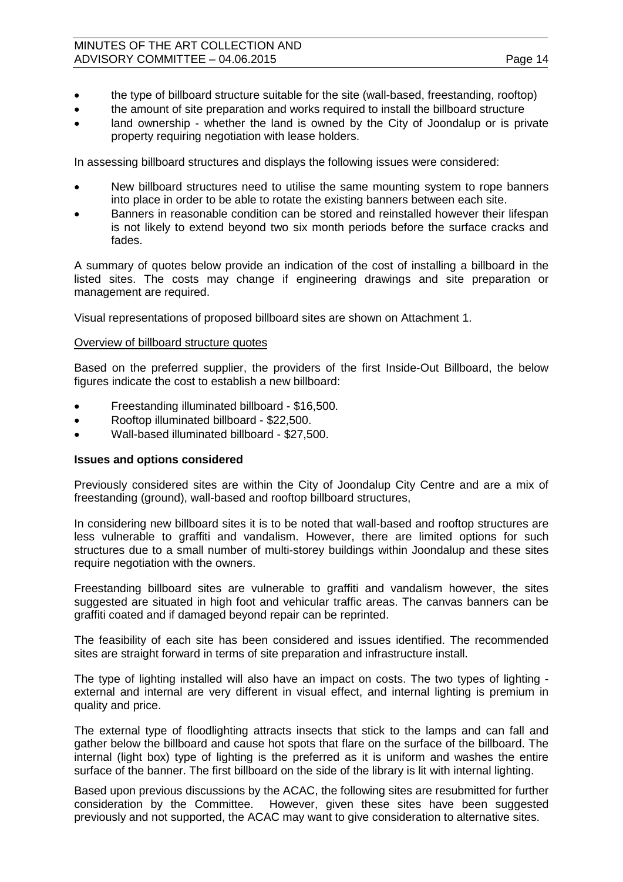- the type of billboard structure suitable for the site (wall-based, freestanding, rooftop)
- the amount of site preparation and works required to install the billboard structure
- land ownership - whether the land is owned by the City of Joondalup or is private property requiring negotiation with lease holders.

In assessing billboard structures and displays the following issues were considered:

- New billboard structures need to utilise the same mounting system to rope banners into place in order to be able to rotate the existing banners between each site.
- Banners in reasonable condition can be stored and reinstalled however their lifespan is not likely to extend beyond two six month periods before the surface cracks and fades.

A summary of quotes below provide an indication of the cost of installing a billboard in the listed sites. The costs may change if engineering drawings and site preparation or management are required.

Visual representations of proposed billboard sites are shown on Attachment 1.

<u>Overview of billboard structure quotes</u>

Based on the preferred supplier, the providers of the first Inside-Out Billboard, the below figures indicate the cost to establish a new billboard:

- Freestanding illuminated billboard - $16,500.
- Rooftop illuminated billboard - $22,500.
- Wall-based illuminated billboard - $27,500.

**Issues and options considered**

Previously considered sites are within the City of Joondalup City Centre and are a mix of freestanding (ground), wall-based and rooftop billboard structures,

In considering new billboard sites it is to be noted that wall-based and rooftop structures are less vulnerable to graffiti and vandalism. However, there are limited options for such structures due to a small number of multi-storey buildings within Joondalup and these sites require negotiation with the owners.

Freestanding billboard sites are vulnerable to graffiti and vandalism however, the sites suggested are situated in high foot and vehicular traffic areas. The canvas banners can be graffiti coated and if damaged beyond repair can be reprinted.

The feasibility of each site has been considered and issues identified. The recommended sites are straight forward in terms of site preparation and infrastructure install.

The type of lighting installed will also have an impact on costs. The two types of lighting - external and internal are very different in visual effect, and internal lighting is premium in quality and price.

The external type of floodlighting attracts insects that stick to the lamps and can fall and gather below the billboard and cause hot spots that flare on the surface of the billboard. The internal (light box) type of lighting is the preferred as it is uniform and washes the entire surface of the banner. The first billboard on the side of the library is lit with internal lighting.

Based upon previous discussions by the ACAC, the following sites are resubmitted for further consideration by the Committee. However, given these sites have been suggested previously and not supported, the ACAC may want to give consideration to alternative sites.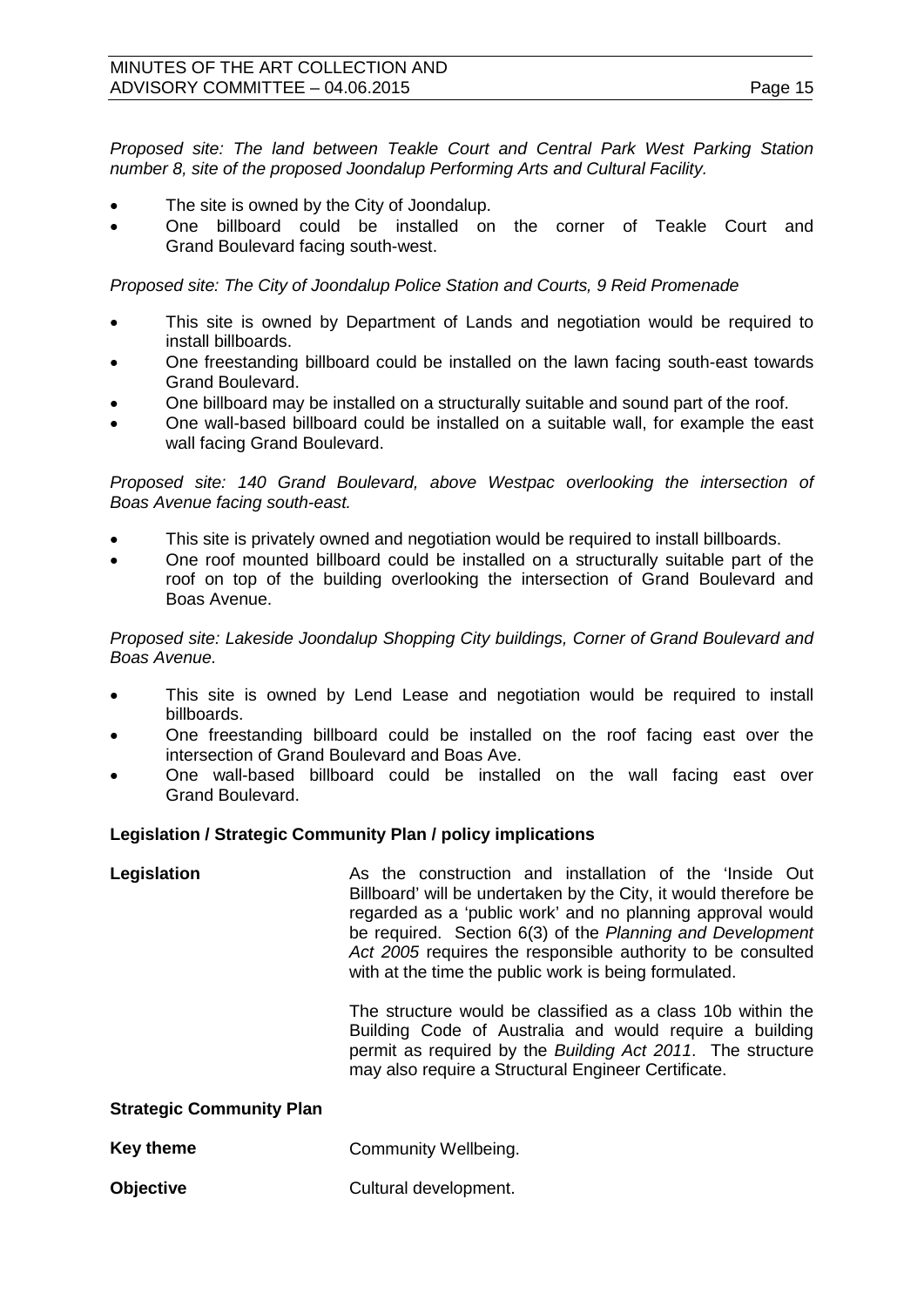*Proposed site: The land between Teakle Court and Central Park West Parking Station number 8, site of the proposed Joondalup Performing Arts and Cultural Facility.*

- The site is owned by the City of Joondalup.
- One billboard could be installed on the corner of Teakle Court and Grand Boulevard facing south-west.

*Proposed site: The City of Joondalup Police Station and Courts, 9 Reid Promenade*

- This site is owned by Department of Lands and negotiation would be required to install billboards.
- One freestanding billboard could be installed on the lawn facing south-east towards Grand Boulevard.
- One billboard may be installed on a structurally suitable and sound part of the roof.
- One wall-based billboard could be installed on a suitable wall, for example the east wall facing Grand Boulevard.

*Proposed site: 140 Grand Boulevard, above Westpac overlooking the intersection of Boas Avenue facing south-east.*

- This site is privately owned and negotiation would be required to install billboards.
- One roof mounted billboard could be installed on a structurally suitable part of the roof on top of the building overlooking the intersection of Grand Boulevard and Boas Avenue.

*Proposed site: Lakeside Joondalup Shopping City buildings, Corner of Grand Boulevard and Boas Avenue.*

- This site is owned by Lend Lease and negotiation would be required to install billboards.
- One freestanding billboard could be installed on the roof facing east over the intersection of Grand Boulevard and Boas Ave.
- One wall-based billboard could be installed on the wall facing east over Grand Boulevard.

**Legislation / Strategic Community Plan / policy implications**

**Legislation** As the construction and installation of the 'Inside Out Billboard' will be undertaken by the City, it would therefore be regarded as a 'public work' and no planning approval would be required. Section 6(3) of the *Planning and Development Act 2005* requires the responsible authority to be consulted with at the time the public work is being formulated.

The structure would be classified as a class 10b within the Building Code of Australia and would require a building permit as required by the *Building Act 2011*. The structure may also require a Structural Engineer Certificate.

**Strategic Community Plan**

**Key theme** Community Wellbeing.

**Objective** Cultural development.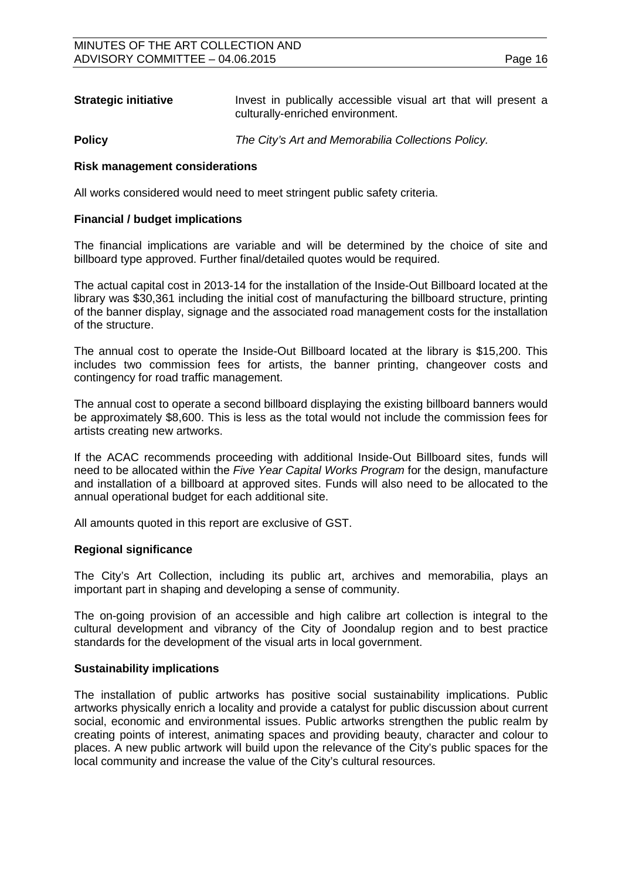**Strategic initiative** Invest in publically accessible visual art that will present a culturally-enriched environment.

**Policy** *The City's Art and Memorabilia Collections Policy.*

**Risk management considerations**

All works considered would need to meet stringent public safety criteria.

**Financial / budget implications**

The financial implications are variable and will be determined by the choice of site and billboard type approved. Further final/detailed quotes would be required.

The actual capital cost in 2013-14 for the installation of the Inside-Out Billboard located at the library was $30,361 including the initial cost of manufacturing the billboard structure, printing of the banner display, signage and the associated road management costs for the installation of the structure.

The annual cost to operate the Inside-Out Billboard located at the library is $15,200. This includes two commission fees for artists, the banner printing, changeover costs and contingency for road traffic management.

The annual cost to operate a second billboard displaying the existing billboard banners would be approximately $8,600. This is less as the total would not include the commission fees for artists creating new artworks.

If the ACAC recommends proceeding with additional Inside-Out Billboard sites, funds will need to be allocated within the *Five Year Capital Works Program* for the design, manufacture and installation of a billboard at approved sites. Funds will also need to be allocated to the annual operational budget for each additional site.

All amounts quoted in this report are exclusive of GST.

**Regional significance**

The City's Art Collection, including its public art, archives and memorabilia, plays an important part in shaping and developing a sense of community.

The on-going provision of an accessible and high calibre art collection is integral to the cultural development and vibrancy of the City of Joondalup region and to best practice standards for the development of the visual arts in local government.

**Sustainability implications**

The installation of public artworks has positive social sustainability implications. Public artworks physically enrich a locality and provide a catalyst for public discussion about current social, economic and environmental issues. Public artworks strengthen the public realm by creating points of interest, animating spaces and providing beauty, character and colour to places. A new public artwork will build upon the relevance of the City's public spaces for the local community and increase the value of the City's cultural resources.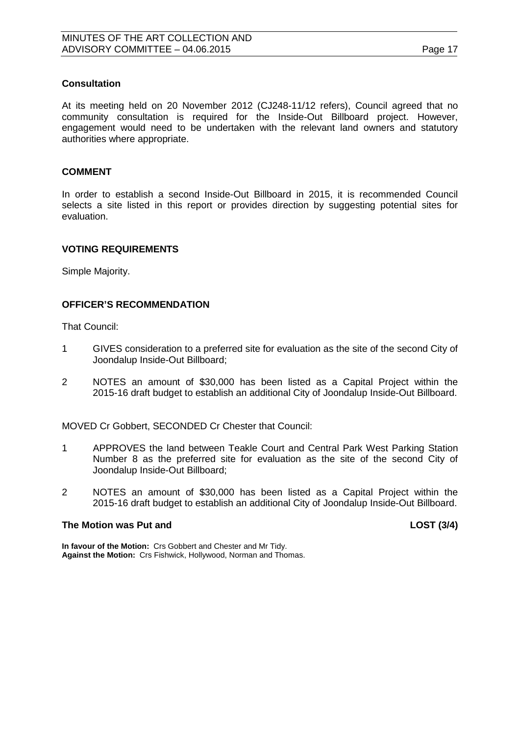**Consultation**

At its meeting held on 20 November 2012 (CJ248-11/12 refers), Council agreed that no community consultation is required for the Inside-Out Billboard project. However, engagement would need to be undertaken with the relevant land owners and statutory authorities where appropriate.

**COMMENT**

In order to establish a second Inside-Out Billboard in 2015, it is recommended Council selects a site listed in this report or provides direction by suggesting potential sites for evaluation.

**VOTING REQUIREMENTS**

Simple Majority.

**OFFICER'S RECOMMENDATION**

That Council:

1 GIVES consideration to a preferred site for evaluation as the site of the second City of Joondalup Inside-Out Billboard;

2 NOTES an amount of $30,000 has been listed as a Capital Project within the 2015-16 draft budget to establish an additional City of Joondalup Inside-Out Billboard.

MOVED Cr Gobbert, SECONDED Cr Chester that Council:

1 APPROVES the land between Teakle Court and Central Park West Parking Station Number 8 as the preferred site for evaluation as the site of the second City of Joondalup Inside-Out Billboard;

2 NOTES an amount of $30,000 has been listed as a Capital Project within the 2015-16 draft budget to establish an additional City of Joondalup Inside-Out Billboard.

**The Motion was Put and LOST (3/4)**

**In favour of the Motion:** Crs Gobbert and Chester and Mr Tidy.
**Against the Motion:** Crs Fishwick, Hollywood, Norman and Thomas.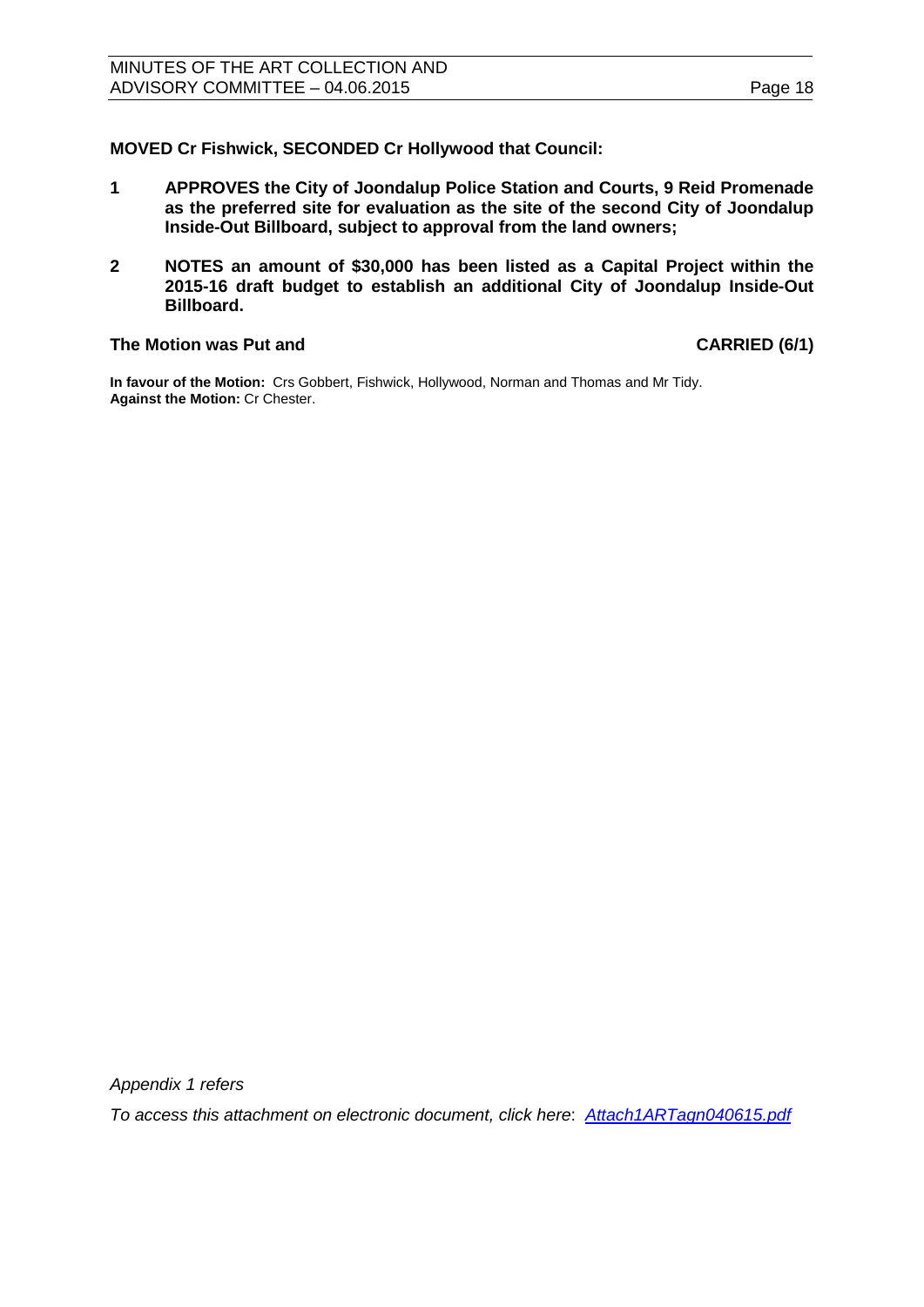**MOVED Cr Fishwick, SECONDED Cr Hollywood that Council:**

1. **APPROVES the City of Joondalup Police Station and Courts, 9 Reid Promenade as the preferred site for evaluation as the site of the second City of Joondalup Inside-Out Billboard, subject to approval from the land owners;**

2. **NOTES an amount of $30,000 has been listed as a Capital Project within the 2015-16 draft budget to establish an additional City of Joondalup Inside-Out Billboard.**

**The Motion was Put and CARRIED (6/1)**

**In favour of the Motion:** Crs Gobbert, Fishwick, Hollywood, Norman and Thomas and Mr Tidy.
**Against the Motion:** Cr Chester.

*Appendix 1 refers*

*To access this attachment on electronic document, click here*: *Attach1ARTagn040615.pdf*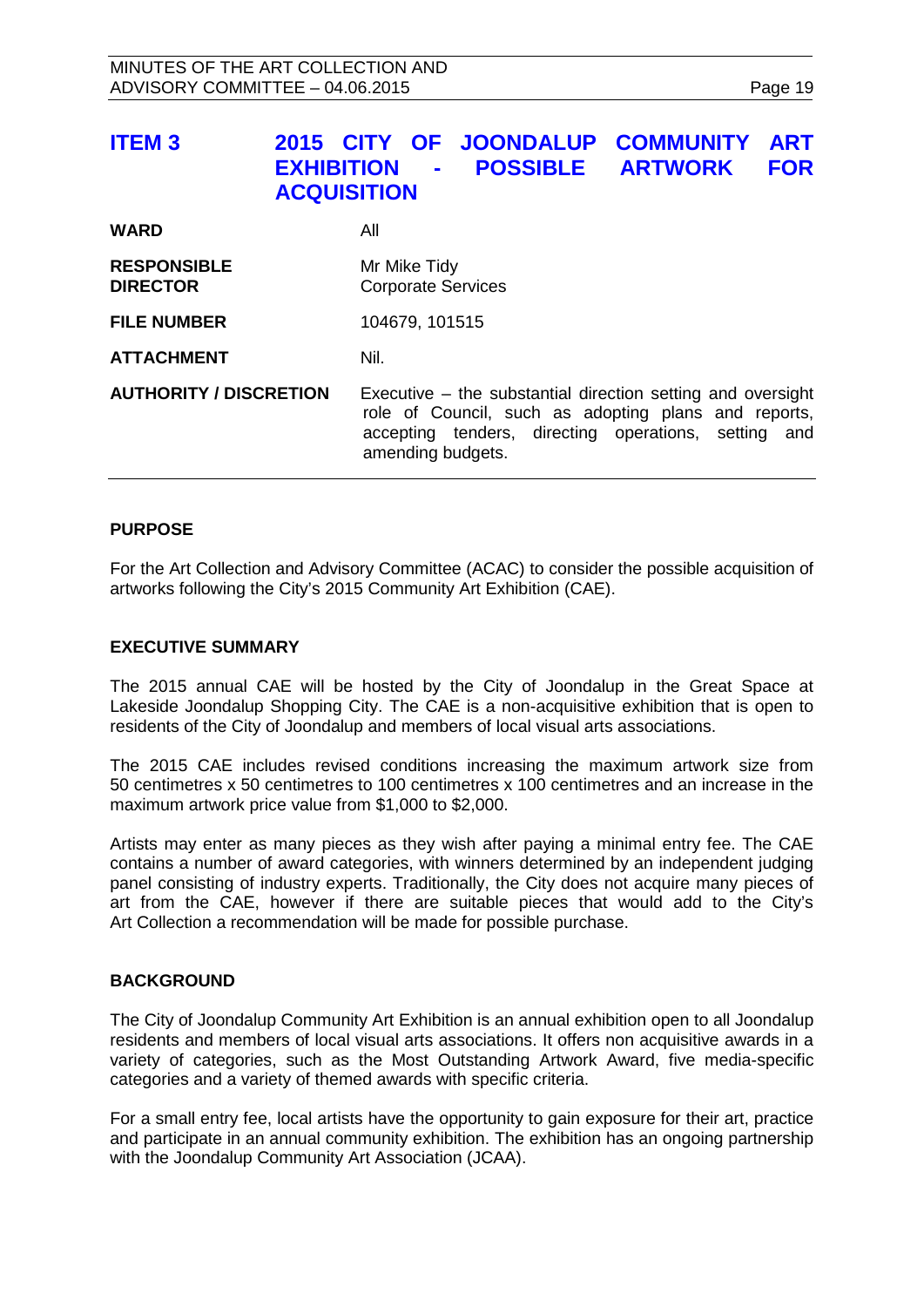## ITEM 3 2015 CITY OF JOONDALUP COMMUNITY ART EXHIBITION - POSSIBLE ARTWORK FOR ACQUISITION

| | |
|---|---|
| **WARD** | All |
| **RESPONSIBLE DIRECTOR** | Mr Mike Tidy<br>Corporate Services |
| **FILE NUMBER** | 104679, 101515 |
| **ATTACHMENT** | Nil. |
| **AUTHORITY / DISCRETION** | Executive – the substantial direction setting and oversight role of Council, such as adopting plans and reports, accepting tenders, directing operations, setting and amending budgets. |

### PURPOSE

For the Art Collection and Advisory Committee (ACAC) to consider the possible acquisition of artworks following the City's 2015 Community Art Exhibition (CAE).

### EXECUTIVE SUMMARY

The 2015 annual CAE will be hosted by the City of Joondalup in the Great Space at Lakeside Joondalup Shopping City. The CAE is a non-acquisitive exhibition that is open to residents of the City of Joondalup and members of local visual arts associations.

The 2015 CAE includes revised conditions increasing the maximum artwork size from 50 centimetres x 50 centimetres to 100 centimetres x 100 centimetres and an increase in the maximum artwork price value from $1,000 to $2,000.

Artists may enter as many pieces as they wish after paying a minimal entry fee. The CAE contains a number of award categories, with winners determined by an independent judging panel consisting of industry experts. Traditionally, the City does not acquire many pieces of art from the CAE, however if there are suitable pieces that would add to the City's Art Collection a recommendation will be made for possible purchase.

### BACKGROUND

The City of Joondalup Community Art Exhibition is an annual exhibition open to all Joondalup residents and members of local visual arts associations. It offers non acquisitive awards in a variety of categories, such as the Most Outstanding Artwork Award, five media-specific categories and a variety of themed awards with specific criteria.

For a small entry fee, local artists have the opportunity to gain exposure for their art, practice and participate in an annual community exhibition. The exhibition has an ongoing partnership with the Joondalup Community Art Association (JCAA).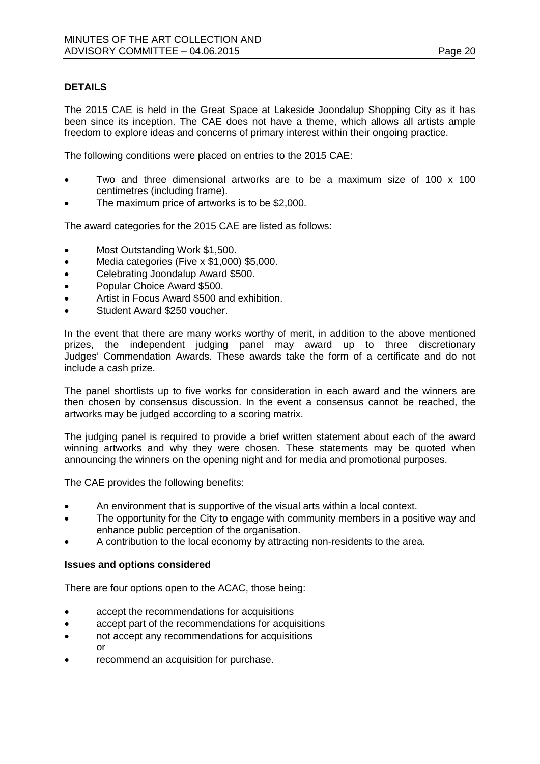**DETAILS**

The 2015 CAE is held in the Great Space at Lakeside Joondalup Shopping City as it has been since its inception. The CAE does not have a theme, which allows all artists ample freedom to explore ideas and concerns of primary interest within their ongoing practice.

The following conditions were placed on entries to the 2015 CAE:

- Two and three dimensional artworks are to be a maximum size of 100 x 100 centimetres (including frame).
- The maximum price of artworks is to be $2,000.

The award categories for the 2015 CAE are listed as follows:

- Most Outstanding Work $1,500.
- Media categories (Five x $1,000) $5,000.
- Celebrating Joondalup Award $500.
- Popular Choice Award $500.
- Artist in Focus Award $500 and exhibition.
- Student Award $250 voucher.

In the event that there are many works worthy of merit, in addition to the above mentioned prizes, the independent judging panel may award up to three discretionary Judges' Commendation Awards. These awards take the form of a certificate and do not include a cash prize.

The panel shortlists up to five works for consideration in each award and the winners are then chosen by consensus discussion. In the event a consensus cannot be reached, the artworks may be judged according to a scoring matrix.

The judging panel is required to provide a brief written statement about each of the award winning artworks and why they were chosen. These statements may be quoted when announcing the winners on the opening night and for media and promotional purposes.

The CAE provides the following benefits:

- An environment that is supportive of the visual arts within a local context.
- The opportunity for the City to engage with community members in a positive way and enhance public perception of the organisation.
- A contribution to the local economy by attracting non-residents to the area.

**Issues and options considered**

There are four options open to the ACAC, those being:

- accept the recommendations for acquisitions
- accept part of the recommendations for acquisitions
- not accept any recommendations for acquisitions
  or
- recommend an acquisition for purchase.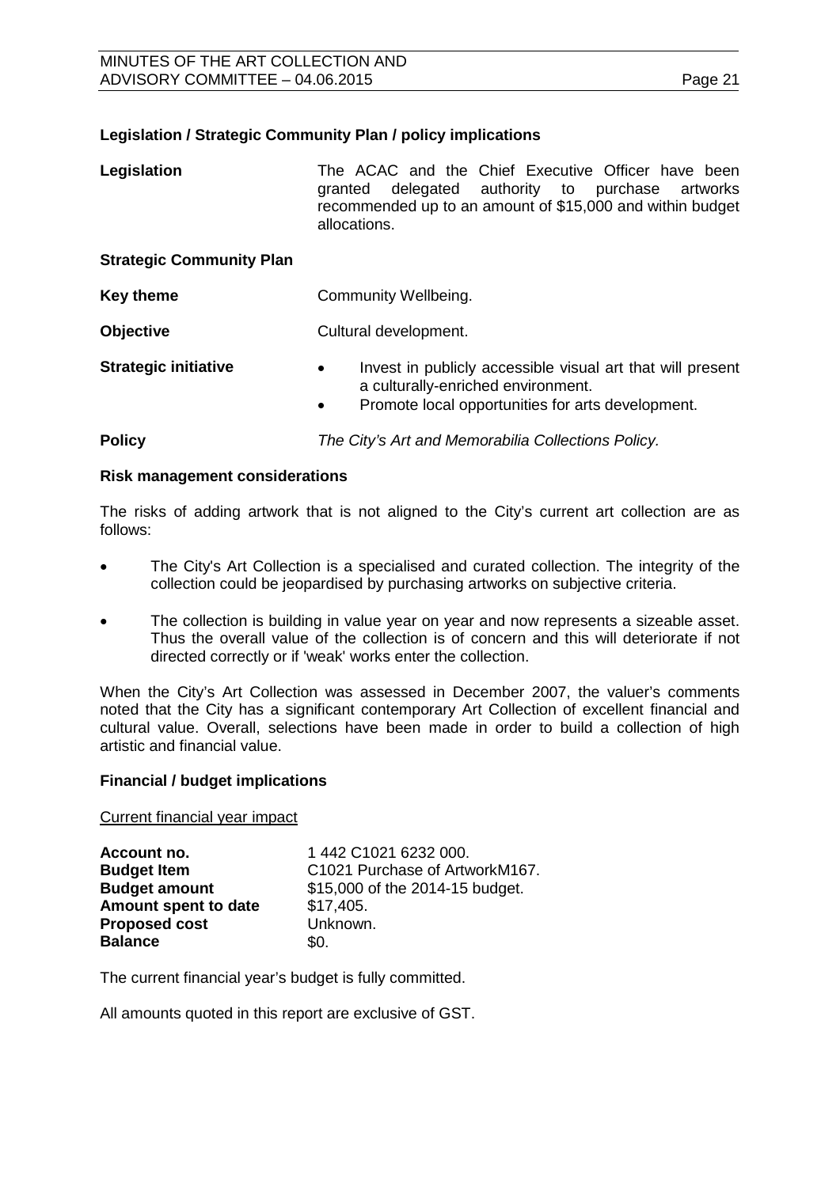**Legislation / Strategic Community Plan / policy implications**

| | |
|---|---|
| **Legislation** | The ACAC and the Chief Executive Officer have been granted delegated authority to purchase artworks recommended up to an amount of $15,000 and within budget allocations. |
| **Strategic Community Plan** | |
| **Key theme** | Community Wellbeing. |
| **Objective** | Cultural development. |
| **Strategic initiative** | • Invest in publicly accessible visual art that will present a culturally-enriched environment.<br>• Promote local opportunities for arts development. |
| **Policy** | *The City's Art and Memorabilia Collections Policy.* |

**Risk management considerations**

The risks of adding artwork that is not aligned to the City's current art collection are as follows:

- The City's Art Collection is a specialised and curated collection. The integrity of the collection could be jeopardised by purchasing artworks on subjective criteria.
- The collection is building in value year on year and now represents a sizeable asset. Thus the overall value of the collection is of concern and this will deteriorate if not directed correctly or if 'weak' works enter the collection.

When the City's Art Collection was assessed in December 2007, the valuer's comments noted that the City has a significant contemporary Art Collection of excellent financial and cultural value. Overall, selections have been made in order to build a collection of high artistic and financial value.

**Financial / budget implications**

Current financial year impact

| | |
|---|---|
| **Account no.** | 1 442 C1021 6232 000. |
| **Budget Item** | C1021 Purchase of ArtworkM167. |
| **Budget amount** | $15,000 of the 2014-15 budget. |
| **Amount spent to date** | $17,405. |
| **Proposed cost** | Unknown. |
| **Balance** | $0. |

The current financial year's budget is fully committed.

All amounts quoted in this report are exclusive of GST.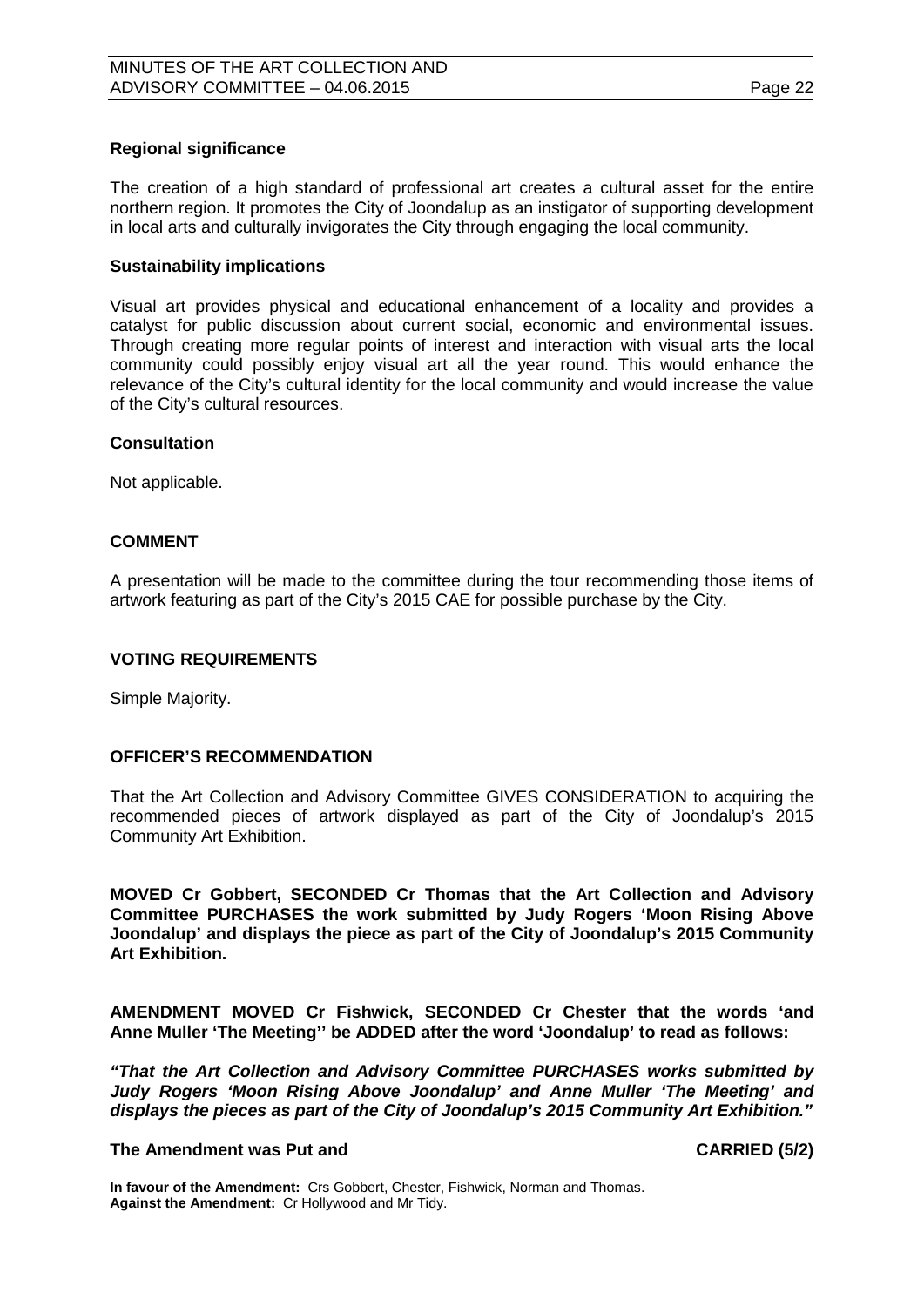**Regional significance**

The creation of a high standard of professional art creates a cultural asset for the entire northern region. It promotes the City of Joondalup as an instigator of supporting development in local arts and culturally invigorates the City through engaging the local community.

**Sustainability implications**

Visual art provides physical and educational enhancement of a locality and provides a catalyst for public discussion about current social, economic and environmental issues. Through creating more regular points of interest and interaction with visual arts the local community could possibly enjoy visual art all the year round. This would enhance the relevance of the City's cultural identity for the local community and would increase the value of the City's cultural resources.

**Consultation**

Not applicable.

**COMMENT**

A presentation will be made to the committee during the tour recommending those items of artwork featuring as part of the City's 2015 CAE for possible purchase by the City.

**VOTING REQUIREMENTS**

Simple Majority.

**OFFICER'S RECOMMENDATION**

That the Art Collection and Advisory Committee GIVES CONSIDERATION to acquiring the recommended pieces of artwork displayed as part of the City of Joondalup's 2015 Community Art Exhibition.

**MOVED Cr Gobbert, SECONDED Cr Thomas that the Art Collection and Advisory Committee PURCHASES the work submitted by Judy Rogers 'Moon Rising Above Joondalup' and displays the piece as part of the City of Joondalup's 2015 Community Art Exhibition.**

**AMENDMENT MOVED Cr Fishwick, SECONDED Cr Chester that the words 'and Anne Muller 'The Meeting'' be ADDED after the word 'Joondalup' to read as follows:**

***"That the Art Collection and Advisory Committee PURCHASES works submitted by Judy Rogers 'Moon Rising Above Joondalup' and Anne Muller 'The Meeting' and displays the pieces as part of the City of Joondalup's 2015 Community Art Exhibition."***

**The Amendment was Put and CARRIED (5/2)**

**In favour of the Amendment:** Crs Gobbert, Chester, Fishwick, Norman and Thomas.
**Against the Amendment:** Cr Hollywood and Mr Tidy.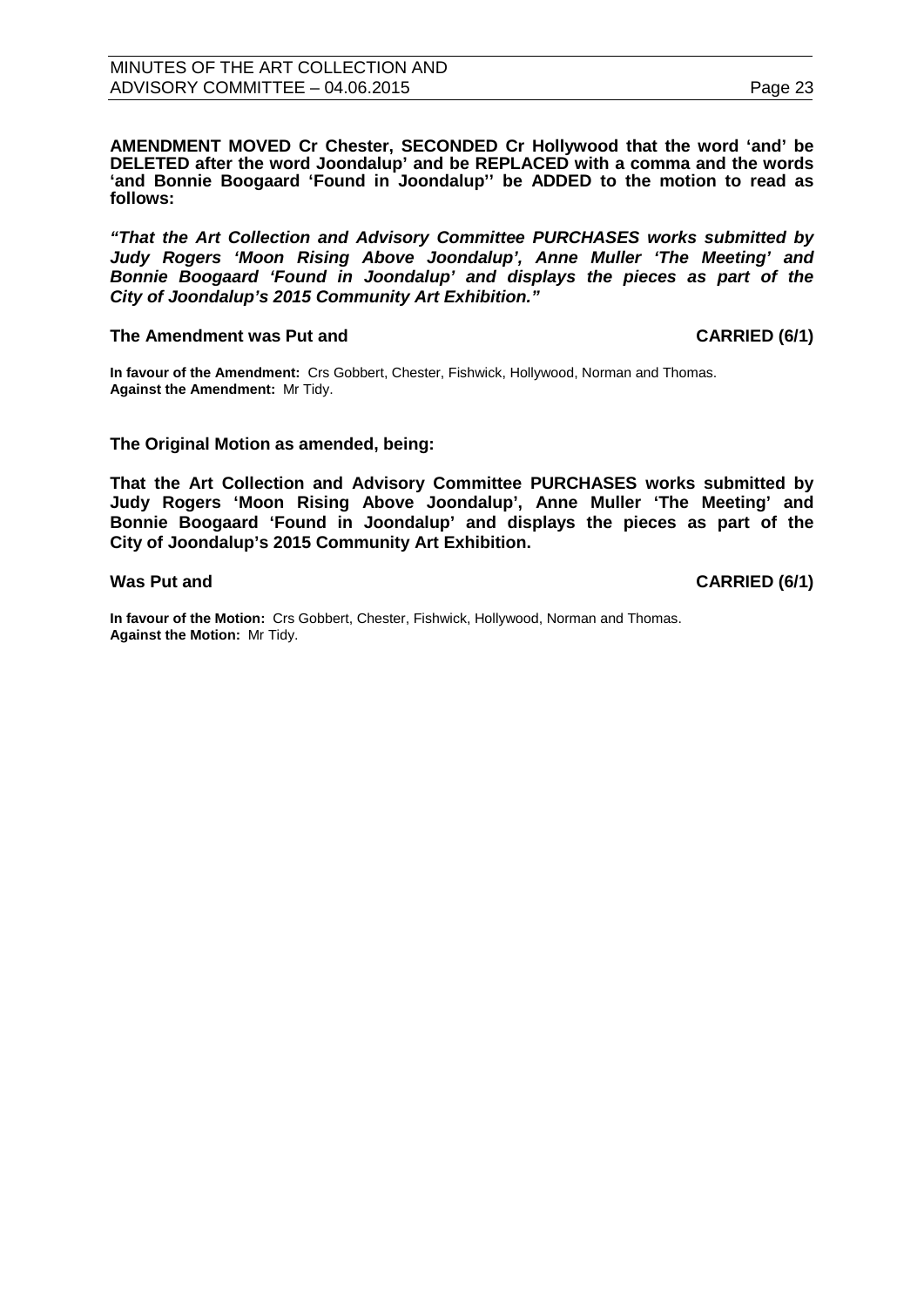**AMENDMENT MOVED Cr Chester, SECONDED Cr Hollywood that the word 'and' be DELETED after the word Joondalup' and be REPLACED with a comma and the words 'and Bonnie Boogaard 'Found in Joondalup'' be ADDED to the motion to read as follows:**

***"That the Art Collection and Advisory Committee PURCHASES works submitted by Judy Rogers 'Moon Rising Above Joondalup', Anne Muller 'The Meeting' and Bonnie Boogaard 'Found in Joondalup' and displays the pieces as part of the City of Joondalup's 2015 Community Art Exhibition."***

**The Amendment was Put and CARRIED (6/1)**

**In favour of the Amendment:** Crs Gobbert, Chester, Fishwick, Hollywood, Norman and Thomas.
**Against the Amendment:** Mr Tidy.

**The Original Motion as amended, being:**

**That the Art Collection and Advisory Committee PURCHASES works submitted by Judy Rogers 'Moon Rising Above Joondalup', Anne Muller 'The Meeting' and Bonnie Boogaard 'Found in Joondalup' and displays the pieces as part of the City of Joondalup's 2015 Community Art Exhibition.**

**Was Put and CARRIED (6/1)**

**In favour of the Motion:** Crs Gobbert, Chester, Fishwick, Hollywood, Norman and Thomas.
**Against the Motion:** Mr Tidy.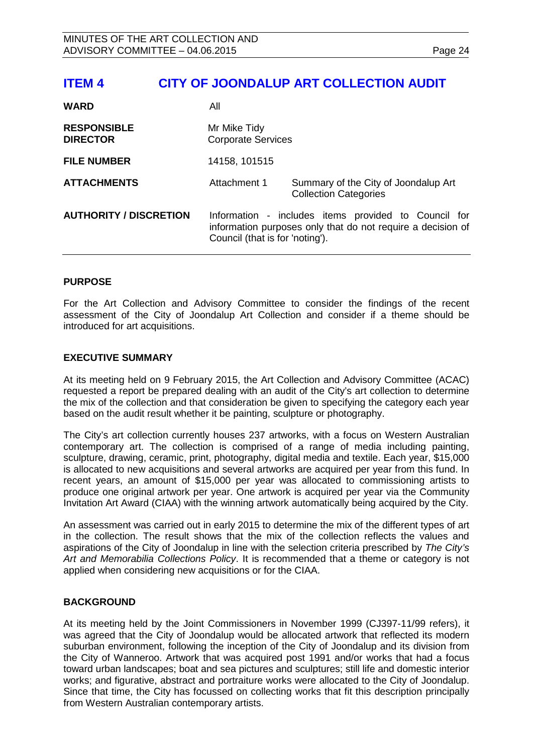## ITEM 4 CITY OF JOONDALUP ART COLLECTION AUDIT

| | |
|---|---|
| **WARD** | All |
| **RESPONSIBLE DIRECTOR** | Mr Mike Tidy<br>Corporate Services |
| **FILE NUMBER** | 14158, 101515 |
| **ATTACHMENTS** | Attachment 1 Summary of the City of Joondalup Art Collection Categories |
| **AUTHORITY / DISCRETION** | Information - includes items provided to Council for information purposes only that do not require a decision of Council (that is for 'noting'). |

### PURPOSE

For the Art Collection and Advisory Committee to consider the findings of the recent assessment of the City of Joondalup Art Collection and consider if a theme should be introduced for art acquisitions.

### EXECUTIVE SUMMARY

At its meeting held on 9 February 2015, the Art Collection and Advisory Committee (ACAC) requested a report be prepared dealing with an audit of the City's art collection to determine the mix of the collection and that consideration be given to specifying the category each year based on the audit result whether it be painting, sculpture or photography.

The City's art collection currently houses 237 artworks, with a focus on Western Australian contemporary art. The collection is comprised of a range of media including painting, sculpture, drawing, ceramic, print, photography, digital media and textile. Each year, $15,000 is allocated to new acquisitions and several artworks are acquired per year from this fund. In recent years, an amount of $15,000 per year was allocated to commissioning artists to produce one original artwork per year. One artwork is acquired per year via the Community Invitation Art Award (CIAA) with the winning artwork automatically being acquired by the City.

An assessment was carried out in early 2015 to determine the mix of the different types of art in the collection. The result shows that the mix of the collection reflects the values and aspirations of the City of Joondalup in line with the selection criteria prescribed by *The City's Art and Memorabilia Collections Policy*. It is recommended that a theme or category is not applied when considering new acquisitions or for the CIAA.

### BACKGROUND

At its meeting held by the Joint Commissioners in November 1999 (CJ397-11/99 refers), it was agreed that the City of Joondalup would be allocated artwork that reflected its modern suburban environment, following the inception of the City of Joondalup and its division from the City of Wanneroo. Artwork that was acquired post 1991 and/or works that had a focus toward urban landscapes; boat and sea pictures and sculptures; still life and domestic interior works; and figurative, abstract and portraiture works were allocated to the City of Joondalup. Since that time, the City has focussed on collecting works that fit this description principally from Western Australian contemporary artists.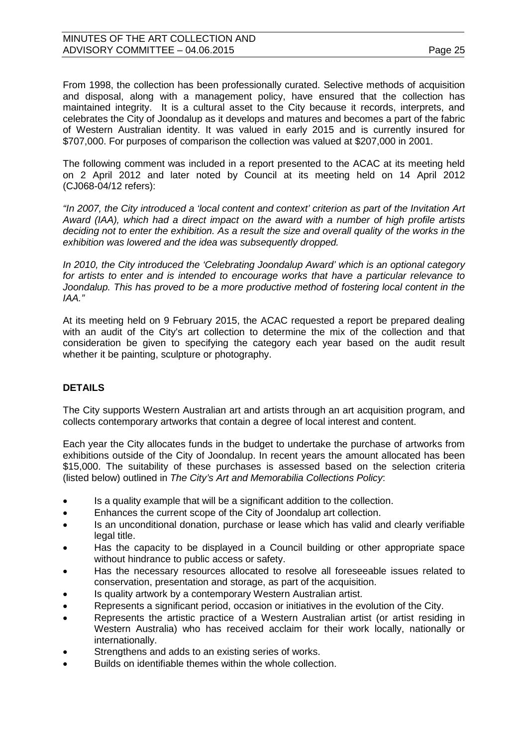From 1998, the collection has been professionally curated. Selective methods of acquisition and disposal, along with a management policy, have ensured that the collection has maintained integrity. It is a cultural asset to the City because it records, interprets, and celebrates the City of Joondalup as it develops and matures and becomes a part of the fabric of Western Australian identity. It was valued in early 2015 and is currently insured for $707,000. For purposes of comparison the collection was valued at $207,000 in 2001.

The following comment was included in a report presented to the ACAC at its meeting held on 2 April 2012 and later noted by Council at its meeting held on 14 April 2012 (CJ068-04/12 refers):

*"In 2007, the City introduced a 'local content and context' criterion as part of the Invitation Art Award (IAA), which had a direct impact on the award with a number of high profile artists deciding not to enter the exhibition. As a result the size and overall quality of the works in the exhibition was lowered and the idea was subsequently dropped.*

*In 2010, the City introduced the 'Celebrating Joondalup Award' which is an optional category for artists to enter and is intended to encourage works that have a particular relevance to Joondalup. This has proved to be a more productive method of fostering local content in the IAA."*

At its meeting held on 9 February 2015, the ACAC requested a report be prepared dealing with an audit of the City's art collection to determine the mix of the collection and that consideration be given to specifying the category each year based on the audit result whether it be painting, sculpture or photography.

## DETAILS

The City supports Western Australian art and artists through an art acquisition program, and collects contemporary artworks that contain a degree of local interest and content.

Each year the City allocates funds in the budget to undertake the purchase of artworks from exhibitions outside of the City of Joondalup. In recent years the amount allocated has been $15,000. The suitability of these purchases is assessed based on the selection criteria (listed below) outlined in *The City's Art and Memorabilia Collections Policy*:

- Is a quality example that will be a significant addition to the collection.
- Enhances the current scope of the City of Joondalup art collection.
- Is an unconditional donation, purchase or lease which has valid and clearly verifiable legal title.
- Has the capacity to be displayed in a Council building or other appropriate space without hindrance to public access or safety.
- Has the necessary resources allocated to resolve all foreseeable issues related to conservation, presentation and storage, as part of the acquisition.
- Is quality artwork by a contemporary Western Australian artist.
- Represents a significant period, occasion or initiatives in the evolution of the City.
- Represents the artistic practice of a Western Australian artist (or artist residing in Western Australia) who has received acclaim for their work locally, nationally or internationally.
- Strengthens and adds to an existing series of works.
- Builds on identifiable themes within the whole collection.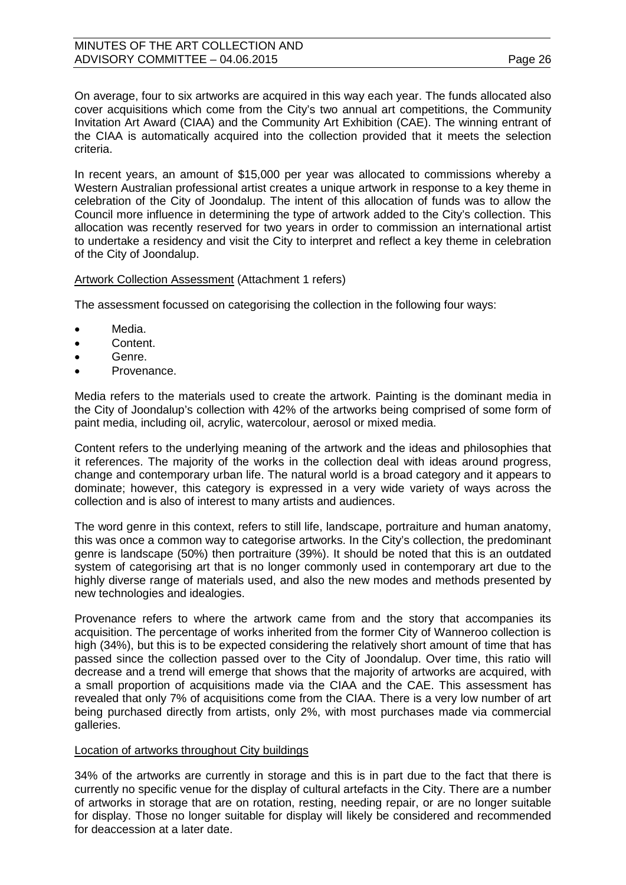On average, four to six artworks are acquired in this way each year. The funds allocated also cover acquisitions which come from the City's two annual art competitions, the Community Invitation Art Award (CIAA) and the Community Art Exhibition (CAE). The winning entrant of the CIAA is automatically acquired into the collection provided that it meets the selection criteria.

In recent years, an amount of $15,000 per year was allocated to commissions whereby a Western Australian professional artist creates a unique artwork in response to a key theme in celebration of the City of Joondalup. The intent of this allocation of funds was to allow the Council more influence in determining the type of artwork added to the City's collection. This allocation was recently reserved for two years in order to commission an international artist to undertake a residency and visit the City to interpret and reflect a key theme in celebration of the City of Joondalup.

Artwork Collection Assessment (Attachment 1 refers)

The assessment focussed on categorising the collection in the following four ways:

- Media.
- Content.
- Genre.
- Provenance.

Media refers to the materials used to create the artwork. Painting is the dominant media in the City of Joondalup's collection with 42% of the artworks being comprised of some form of paint media, including oil, acrylic, watercolour, aerosol or mixed media.

Content refers to the underlying meaning of the artwork and the ideas and philosophies that it references. The majority of the works in the collection deal with ideas around progress, change and contemporary urban life. The natural world is a broad category and it appears to dominate; however, this category is expressed in a very wide variety of ways across the collection and is also of interest to many artists and audiences.

The word genre in this context, refers to still life, landscape, portraiture and human anatomy, this was once a common way to categorise artworks. In the City's collection, the predominant genre is landscape (50%) then portraiture (39%). It should be noted that this is an outdated system of categorising art that is no longer commonly used in contemporary art due to the highly diverse range of materials used, and also the new modes and methods presented by new technologies and idealogies.

Provenance refers to where the artwork came from and the story that accompanies its acquisition. The percentage of works inherited from the former City of Wanneroo collection is high (34%), but this is to be expected considering the relatively short amount of time that has passed since the collection passed over to the City of Joondalup. Over time, this ratio will decrease and a trend will emerge that shows that the majority of artworks are acquired, with a small proportion of acquisitions made via the CIAA and the CAE. This assessment has revealed that only 7% of acquisitions come from the CIAA. There is a very low number of art being purchased directly from artists, only 2%, with most purchases made via commercial galleries.

Location of artworks throughout City buildings

34% of the artworks are currently in storage and this is in part due to the fact that there is currently no specific venue for the display of cultural artefacts in the City. There are a number of artworks in storage that are on rotation, resting, needing repair, or are no longer suitable for display. Those no longer suitable for display will likely be considered and recommended for deaccession at a later date.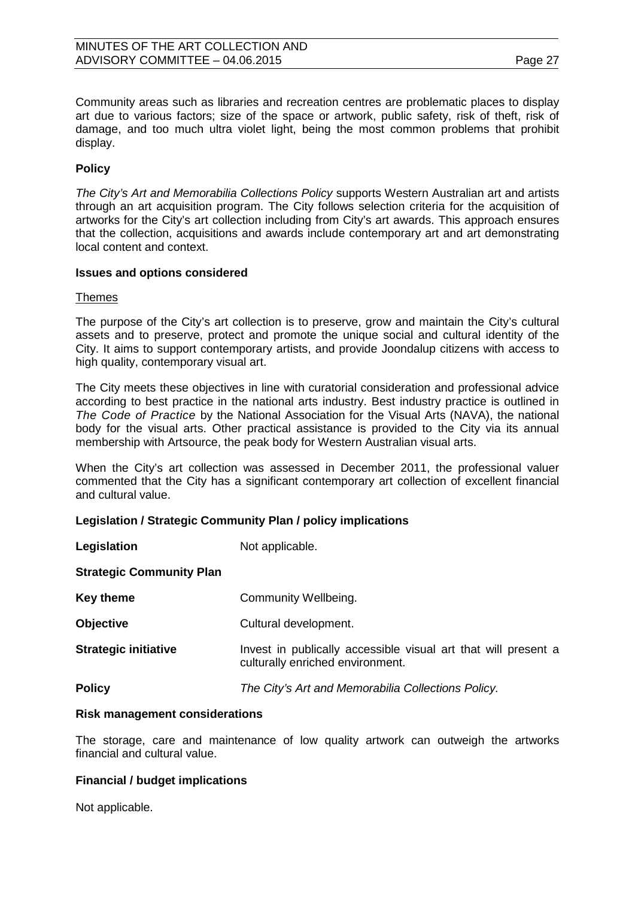Community areas such as libraries and recreation centres are problematic places to display art due to various factors; size of the space or artwork, public safety, risk of theft, risk of damage, and too much ultra violet light, being the most common problems that prohibit display.

**Policy**

*The City's Art and Memorabilia Collections Policy* supports Western Australian art and artists through an art acquisition program. The City follows selection criteria for the acquisition of artworks for the City's art collection including from City's art awards. This approach ensures that the collection, acquisitions and awards include contemporary art and art demonstrating local content and context.

**Issues and options considered**

Themes

The purpose of the City's art collection is to preserve, grow and maintain the City's cultural assets and to preserve, protect and promote the unique social and cultural identity of the City. It aims to support contemporary artists, and provide Joondalup citizens with access to high quality, contemporary visual art.

The City meets these objectives in line with curatorial consideration and professional advice according to best practice in the national arts industry. Best industry practice is outlined in *The Code of Practice* by the National Association for the Visual Arts (NAVA), the national body for the visual arts. Other practical assistance is provided to the City via its annual membership with Artsource, the peak body for Western Australian visual arts.

When the City's art collection was assessed in December 2011, the professional valuer commented that the City has a significant contemporary art collection of excellent financial and cultural value.

**Legislation / Strategic Community Plan / policy implications**

| | |
|---|---|
| **Legislation** | Not applicable. |
| **Strategic Community Plan** | |
| **Key theme** | Community Wellbeing. |
| **Objective** | Cultural development. |
| **Strategic initiative** | Invest in publically accessible visual art that will present a culturally enriched environment. |
| **Policy** | *The City's Art and Memorabilia Collections Policy.* |

**Risk management considerations**

The storage, care and maintenance of low quality artwork can outweigh the artworks financial and cultural value.

**Financial / budget implications**

Not applicable.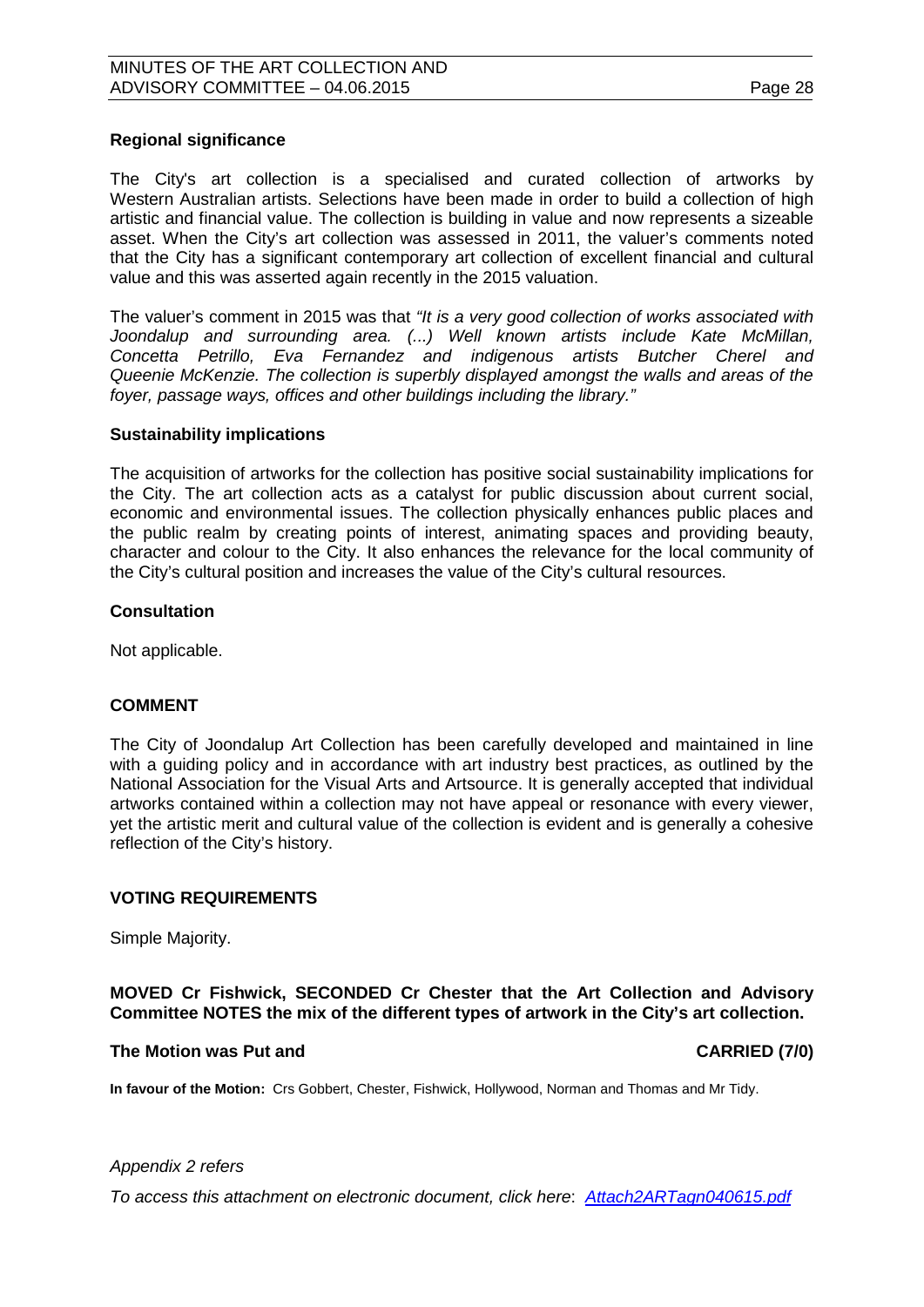**Regional significance**

The City's art collection is a specialised and curated collection of artworks by Western Australian artists. Selections have been made in order to build a collection of high artistic and financial value. The collection is building in value and now represents a sizeable asset. When the City's art collection was assessed in 2011, the valuer's comments noted that the City has a significant contemporary art collection of excellent financial and cultural value and this was asserted again recently in the 2015 valuation.

The valuer's comment in 2015 was that *"It is a very good collection of works associated with Joondalup and surrounding area. (...) Well known artists include Kate McMillan, Concetta Petrillo, Eva Fernandez and indigenous artists Butcher Cherel and Queenie McKenzie. The collection is superbly displayed amongst the walls and areas of the foyer, passage ways, offices and other buildings including the library."*

**Sustainability implications**

The acquisition of artworks for the collection has positive social sustainability implications for the City. The art collection acts as a catalyst for public discussion about current social, economic and environmental issues. The collection physically enhances public places and the public realm by creating points of interest, animating spaces and providing beauty, character and colour to the City. It also enhances the relevance for the local community of the City's cultural position and increases the value of the City's cultural resources.

**Consultation**

Not applicable.

**COMMENT**

The City of Joondalup Art Collection has been carefully developed and maintained in line with a guiding policy and in accordance with art industry best practices, as outlined by the National Association for the Visual Arts and Artsource. It is generally accepted that individual artworks contained within a collection may not have appeal or resonance with every viewer, yet the artistic merit and cultural value of the collection is evident and is generally a cohesive reflection of the City's history.

**VOTING REQUIREMENTS**

Simple Majority.

**MOVED Cr Fishwick, SECONDED Cr Chester that the Art Collection and Advisory Committee NOTES the mix of the different types of artwork in the City's art collection.**

**The Motion was Put and CARRIED (7/0)**

**In favour of the Motion:** Crs Gobbert, Chester, Fishwick, Hollywood, Norman and Thomas and Mr Tidy.

*Appendix 2 refers*

*To access this attachment on electronic document, click here*: *Attach2ARTagn040615.pdf*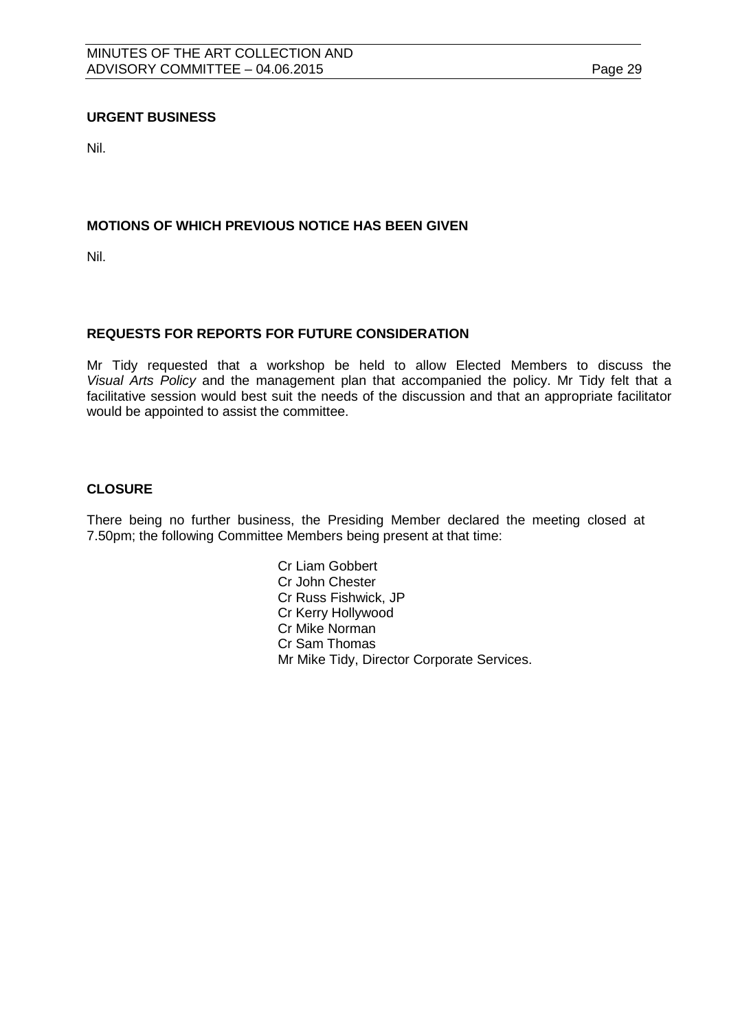**URGENT BUSINESS**

Nil.

**MOTIONS OF WHICH PREVIOUS NOTICE HAS BEEN GIVEN**

Nil.

**REQUESTS FOR REPORTS FOR FUTURE CONSIDERATION**

Mr Tidy requested that a workshop be held to allow Elected Members to discuss the *Visual Arts Policy* and the management plan that accompanied the policy. Mr Tidy felt that a facilitative session would best suit the needs of the discussion and that an appropriate facilitator would be appointed to assist the committee.

**CLOSURE**

There being no further business, the Presiding Member declared the meeting closed at 7.50pm; the following Committee Members being present at that time:

Cr Liam Gobbert
Cr John Chester
Cr Russ Fishwick, JP
Cr Kerry Hollywood
Cr Mike Norman
Cr Sam Thomas
Mr Mike Tidy, Director Corporate Services.